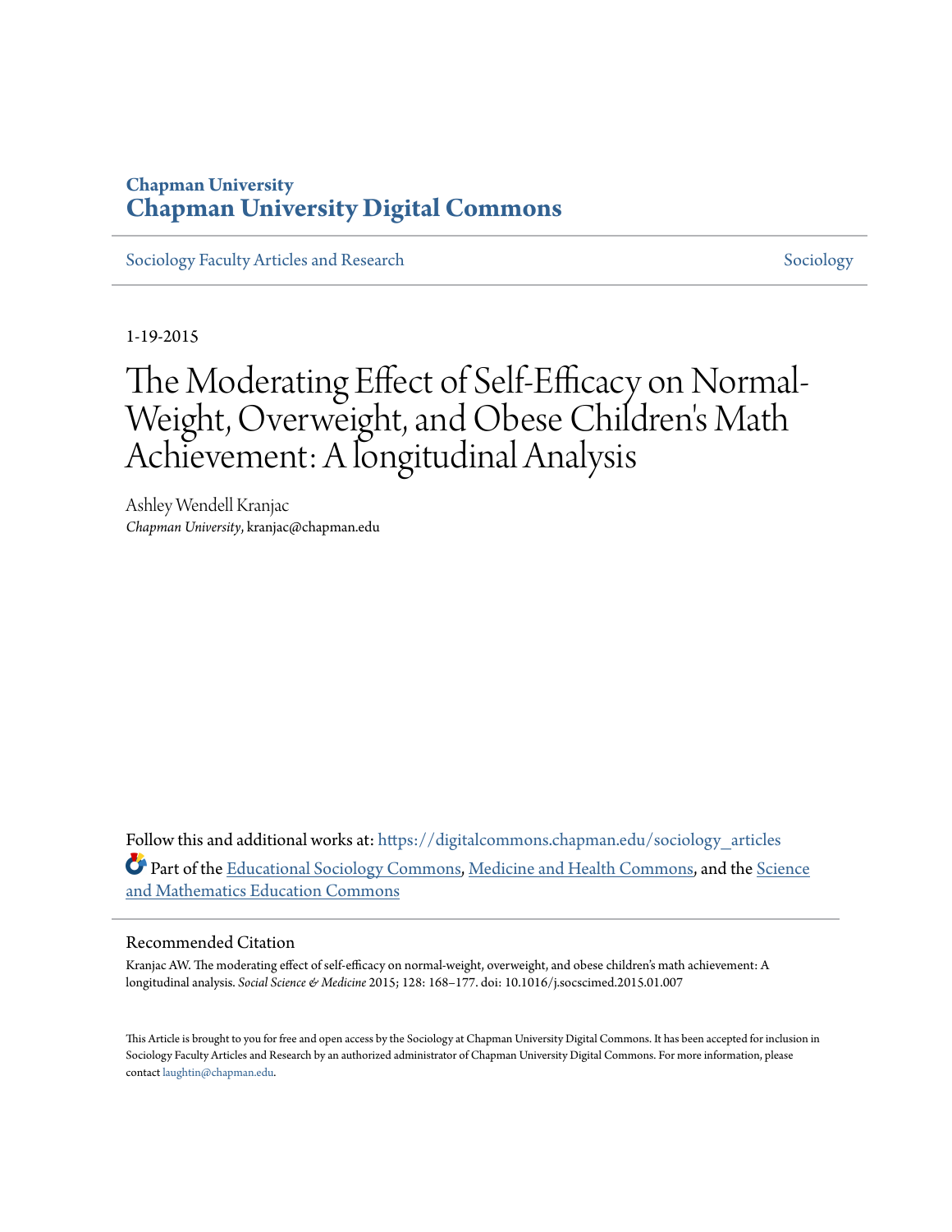Chapman University

# Chapman University Digital Commons

Sociology Faculty Articles and Research — Sociology

1-19-2015

# The Moderating Effect of Self-Efficacy on Normal-Weight, Overweight, and Obese Children's Math Achievement: A longitudinal Analysis

Ashley Wendell Kranjac
*Chapman University*, kranjac@chapman.edu

Follow this and additional works at: https://digitalcommons.chapman.edu/sociology_articles

Part of the Educational Sociology Commons, Medicine and Health Commons, and the Science and Mathematics Education Commons

## Recommended Citation

Kranjac AW. The moderating effect of self-efficacy on normal-weight, overweight, and obese children's math achievement: A longitudinal analysis. *Social Science & Medicine* 2015; 128: 168–177. doi: 10.1016/j.socscimed.2015.01.007

This Article is brought to you for free and open access by the Sociology at Chapman University Digital Commons. It has been accepted for inclusion in Sociology Faculty Articles and Research by an authorized administrator of Chapman University Digital Commons. For more information, please contact laughtin@chapman.edu.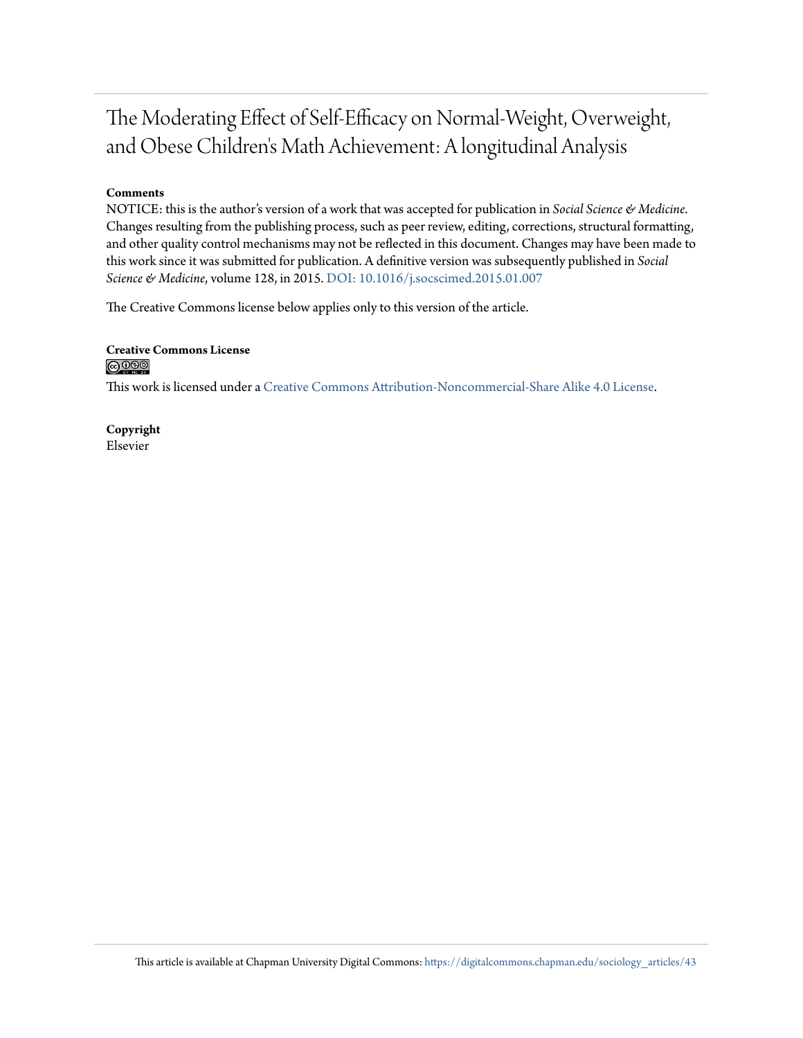# The Moderating Effect of Self-Efficacy on Normal-Weight, Overweight, and Obese Children's Math Achievement: A longitudinal Analysis

**Comments**

NOTICE: this is the author's version of a work that was accepted for publication in *Social Science & Medicine*. Changes resulting from the publishing process, such as peer review, editing, corrections, structural formatting, and other quality control mechanisms may not be reflected in this document. Changes may have been made to this work since it was submitted for publication. A definitive version was subsequently published in *Social Science & Medicine*, volume 128, in 2015. DOI: 10.1016/j.socscimed.2015.01.007

The Creative Commons license below applies only to this version of the article.

**Creative Commons License**

This work is licensed under a Creative Commons Attribution-Noncommercial-Share Alike 4.0 License.

**Copyright**

Elsevier

This article is available at Chapman University Digital Commons: https://digitalcommons.chapman.edu/sociology_articles/43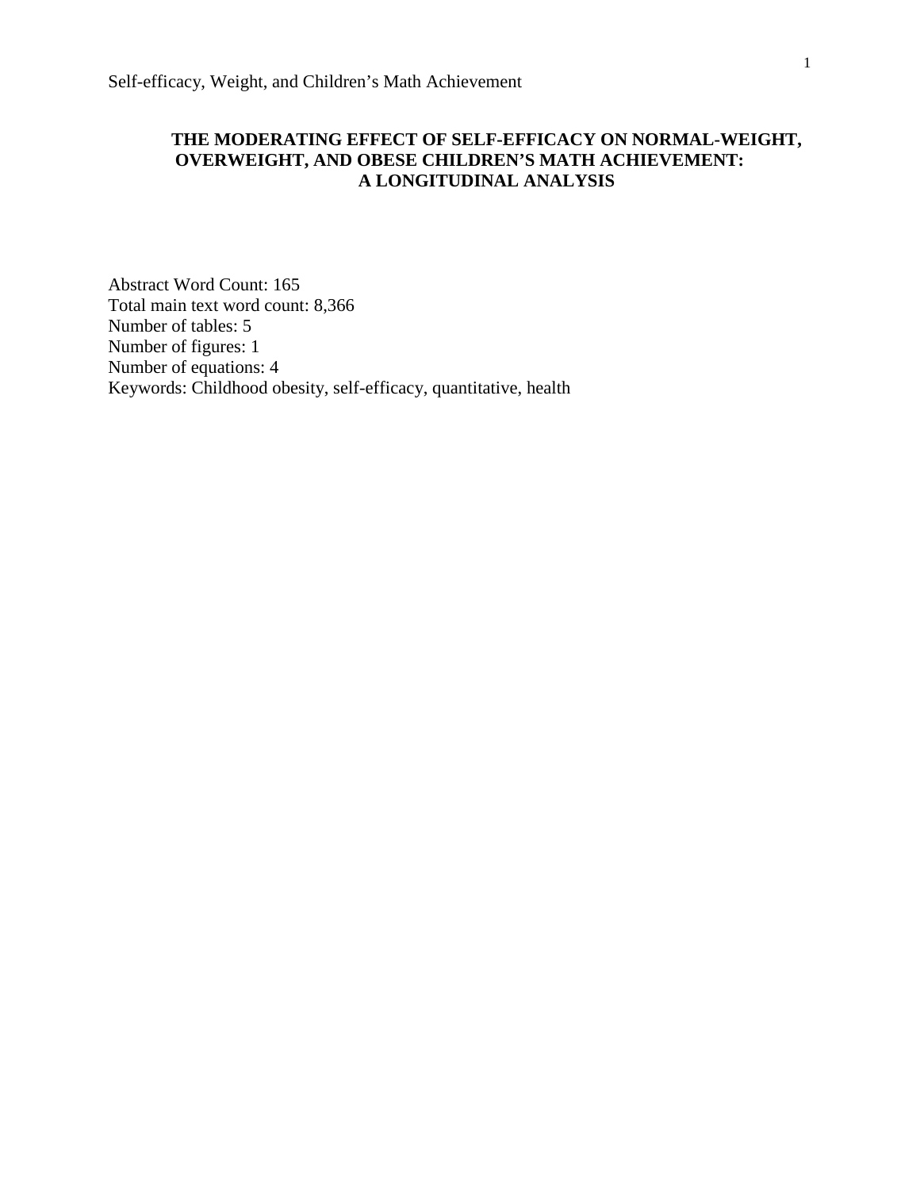# THE MODERATING EFFECT OF SELF-EFFICACY ON NORMAL-WEIGHT, OVERWEIGHT, AND OBESE CHILDREN'S MATH ACHIEVEMENT: A LONGITUDINAL ANALYSIS

Abstract Word Count: 165
Total main text word count: 8,366
Number of tables: 5
Number of figures: 1
Number of equations: 4
Keywords: Childhood obesity, self-efficacy, quantitative, health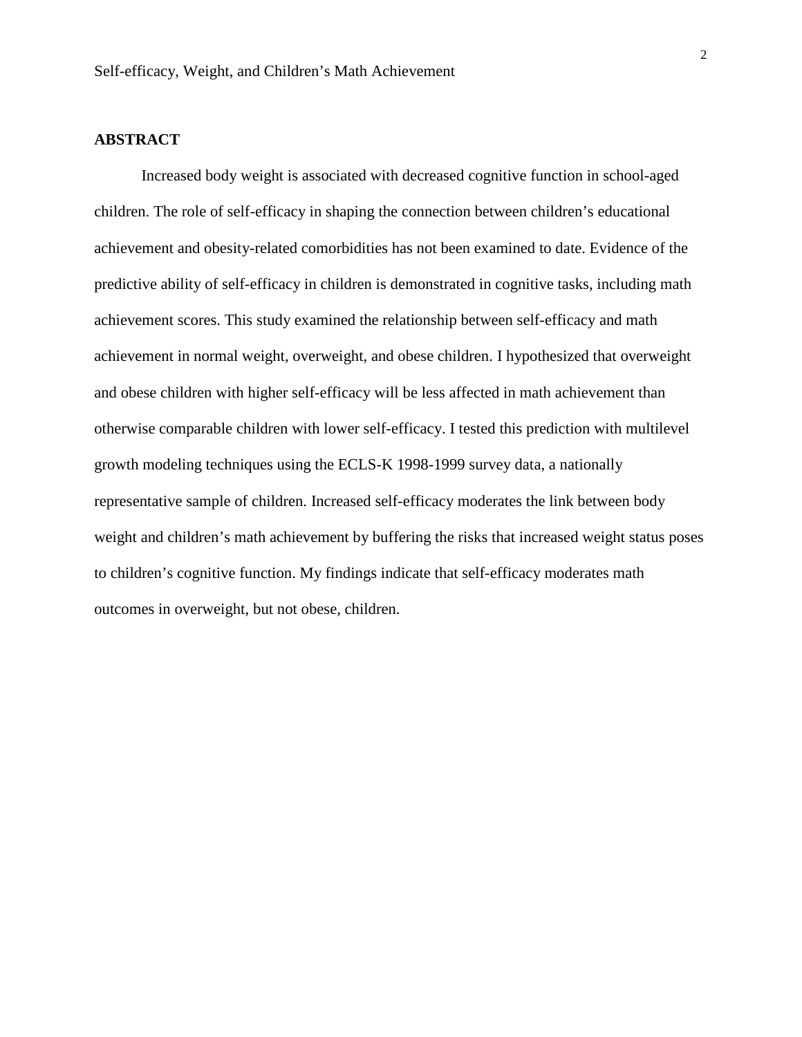## ABSTRACT

Increased body weight is associated with decreased cognitive function in school-aged children. The role of self-efficacy in shaping the connection between children's educational achievement and obesity-related comorbidities has not been examined to date. Evidence of the predictive ability of self-efficacy in children is demonstrated in cognitive tasks, including math achievement scores. This study examined the relationship between self-efficacy and math achievement in normal weight, overweight, and obese children. I hypothesized that overweight and obese children with higher self-efficacy will be less affected in math achievement than otherwise comparable children with lower self-efficacy. I tested this prediction with multilevel growth modeling techniques using the ECLS-K 1998-1999 survey data, a nationally representative sample of children. Increased self-efficacy moderates the link between body weight and children's math achievement by buffering the risks that increased weight status poses to children's cognitive function. My findings indicate that self-efficacy moderates math outcomes in overweight, but not obese, children.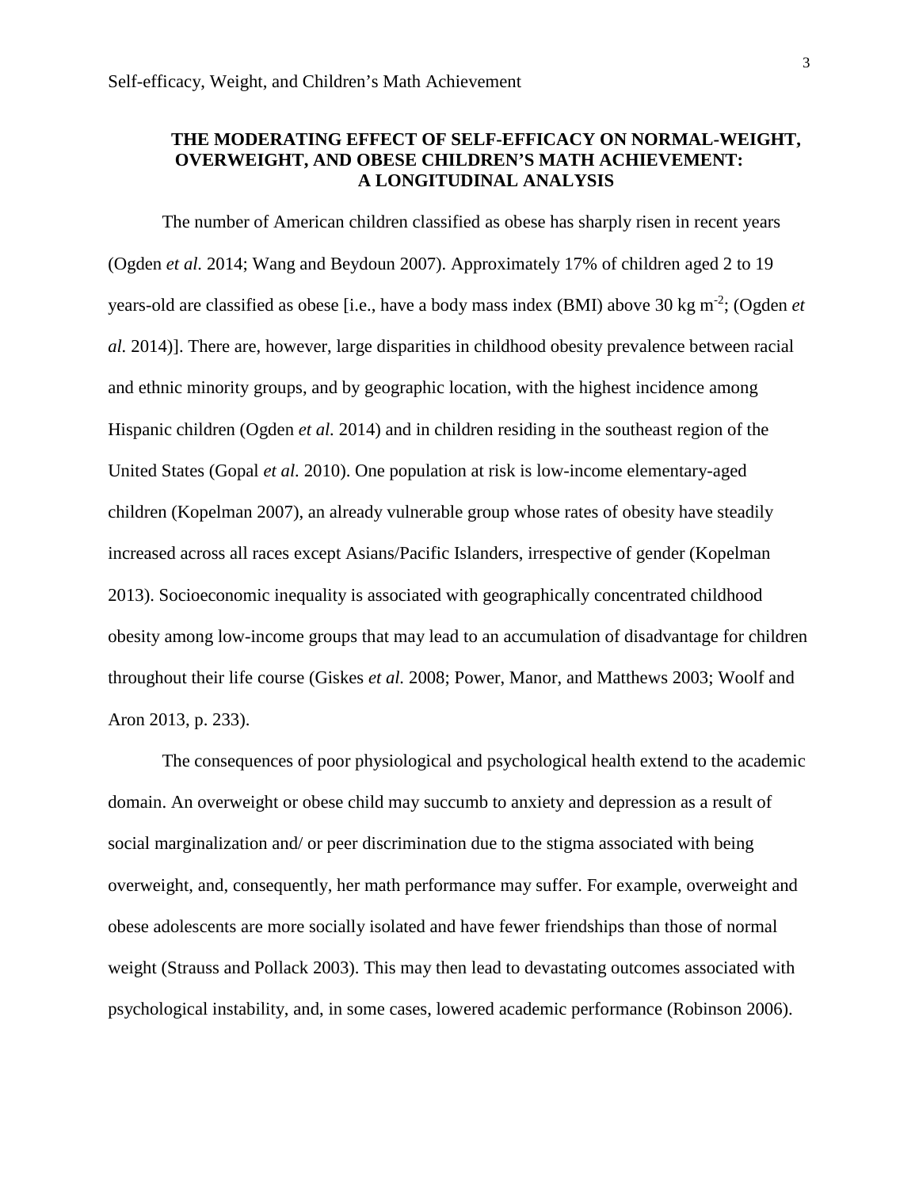# THE MODERATING EFFECT OF SELF-EFFICACY ON NORMAL-WEIGHT, OVERWEIGHT, AND OBESE CHILDREN'S MATH ACHIEVEMENT: A LONGITUDINAL ANALYSIS

The number of American children classified as obese has sharply risen in recent years (Ogden *et al.* 2014; Wang and Beydoun 2007). Approximately 17% of children aged 2 to 19 years-old are classified as obese [i.e., have a body mass index (BMI) above 30 kg $m^{-2}$; (Ogden *et al.* 2014)]. There are, however, large disparities in childhood obesity prevalence between racial and ethnic minority groups, and by geographic location, with the highest incidence among Hispanic children (Ogden *et al.* 2014) and in children residing in the southeast region of the United States (Gopal *et al.* 2010). One population at risk is low-income elementary-aged children (Kopelman 2007), an already vulnerable group whose rates of obesity have steadily increased across all races except Asians/Pacific Islanders, irrespective of gender (Kopelman 2013). Socioeconomic inequality is associated with geographically concentrated childhood obesity among low-income groups that may lead to an accumulation of disadvantage for children throughout their life course (Giskes *et al.* 2008; Power, Manor, and Matthews 2003; Woolf and Aron 2013, p. 233).

The consequences of poor physiological and psychological health extend to the academic domain. An overweight or obese child may succumb to anxiety and depression as a result of social marginalization and/ or peer discrimination due to the stigma associated with being overweight, and, consequently, her math performance may suffer. For example, overweight and obese adolescents are more socially isolated and have fewer friendships than those of normal weight (Strauss and Pollack 2003). This may then lead to devastating outcomes associated with psychological instability, and, in some cases, lowered academic performance (Robinson 2006).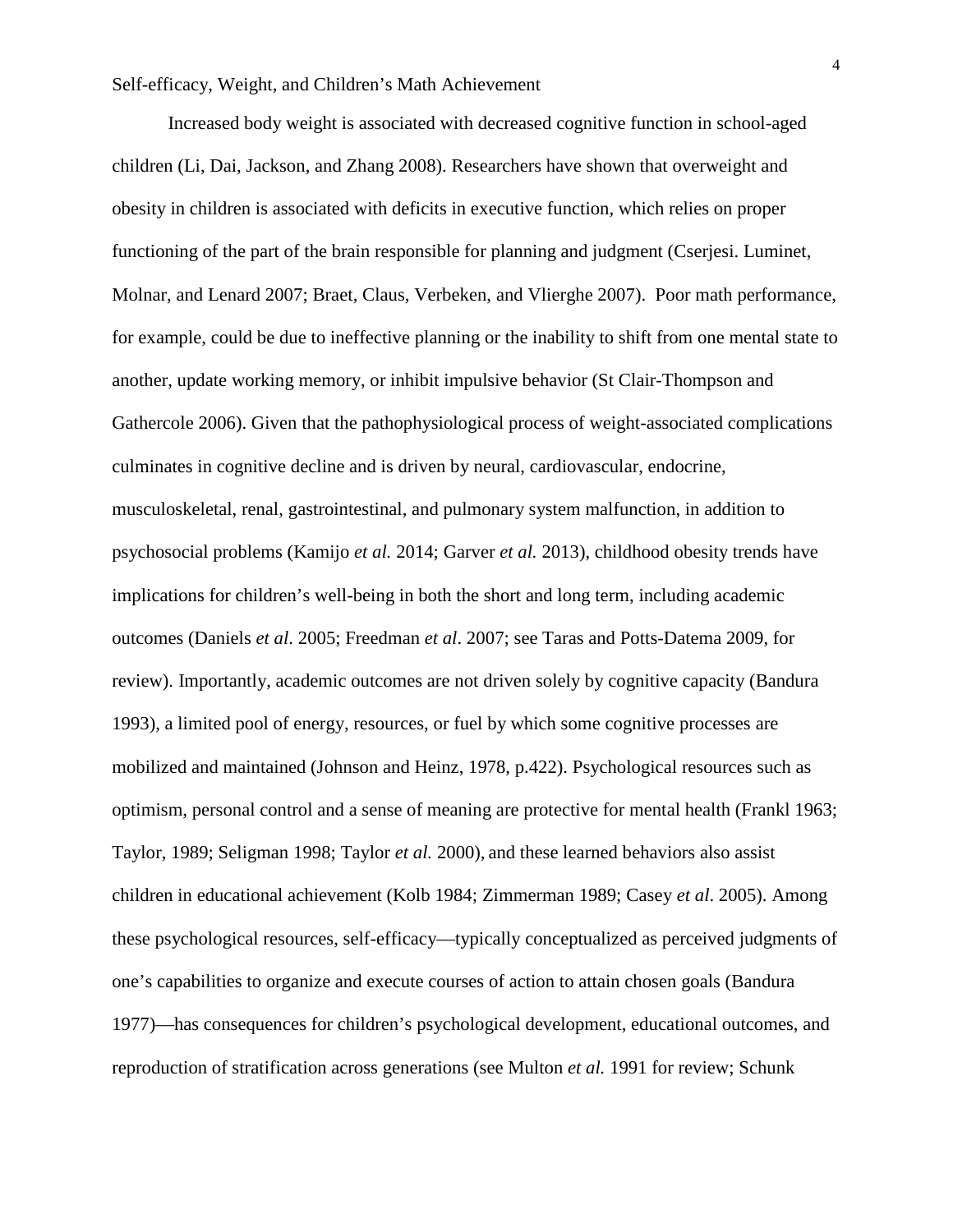Self-efficacy, Weight, and Children's Math Achievement

Increased body weight is associated with decreased cognitive function in school-aged children (Li, Dai, Jackson, and Zhang 2008). Researchers have shown that overweight and obesity in children is associated with deficits in executive function, which relies on proper functioning of the part of the brain responsible for planning and judgment (Cserjesi. Luminet, Molnar, and Lenard 2007; Braet, Claus, Verbeken, and Vlierghe 2007). Poor math performance, for example, could be due to ineffective planning or the inability to shift from one mental state to another, update working memory, or inhibit impulsive behavior (St Clair-Thompson and Gathercole 2006). Given that the pathophysiological process of weight-associated complications culminates in cognitive decline and is driven by neural, cardiovascular, endocrine, musculoskeletal, renal, gastrointestinal, and pulmonary system malfunction, in addition to psychosocial problems (Kamijo *et al.* 2014; Garver *et al.* 2013), childhood obesity trends have implications for children's well-being in both the short and long term, including academic outcomes (Daniels *et al*. 2005; Freedman *et al*. 2007; see Taras and Potts-Datema 2009, for review). Importantly, academic outcomes are not driven solely by cognitive capacity (Bandura 1993), a limited pool of energy, resources, or fuel by which some cognitive processes are mobilized and maintained (Johnson and Heinz, 1978, p.422). Psychological resources such as optimism, personal control and a sense of meaning are protective for mental health (Frankl 1963; Taylor, 1989; Seligman 1998; Taylor *et al.* 2000), and these learned behaviors also assist children in educational achievement (Kolb 1984; Zimmerman 1989; Casey *et al*. 2005). Among these psychological resources, self-efficacy—typically conceptualized as perceived judgments of one's capabilities to organize and execute courses of action to attain chosen goals (Bandura 1977)—has consequences for children's psychological development, educational outcomes, and reproduction of stratification across generations (see Multon *et al.* 1991 for review; Schunk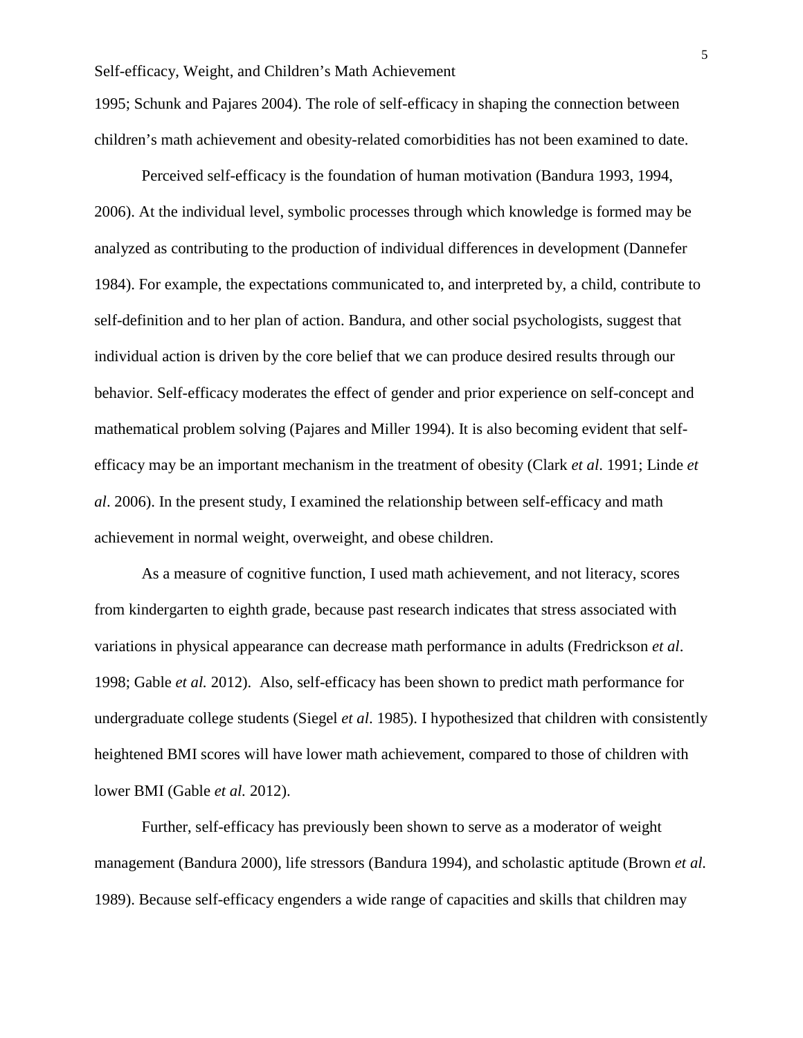1995; Schunk and Pajares 2004). The role of self-efficacy in shaping the connection between children's math achievement and obesity-related comorbidities has not been examined to date.

Perceived self-efficacy is the foundation of human motivation (Bandura 1993, 1994, 2006). At the individual level, symbolic processes through which knowledge is formed may be analyzed as contributing to the production of individual differences in development (Dannefer 1984). For example, the expectations communicated to, and interpreted by, a child, contribute to self-definition and to her plan of action. Bandura, and other social psychologists, suggest that individual action is driven by the core belief that we can produce desired results through our behavior. Self-efficacy moderates the effect of gender and prior experience on self-concept and mathematical problem solving (Pajares and Miller 1994). It is also becoming evident that self-efficacy may be an important mechanism in the treatment of obesity (Clark *et al*. 1991; Linde *et al*. 2006). In the present study, I examined the relationship between self-efficacy and math achievement in normal weight, overweight, and obese children.

As a measure of cognitive function, I used math achievement, and not literacy, scores from kindergarten to eighth grade, because past research indicates that stress associated with variations in physical appearance can decrease math performance in adults (Fredrickson *et al*. 1998; Gable *et al.* 2012). Also, self-efficacy has been shown to predict math performance for undergraduate college students (Siegel *et al*. 1985). I hypothesized that children with consistently heightened BMI scores will have lower math achievement, compared to those of children with lower BMI (Gable *et al.* 2012).

Further, self-efficacy has previously been shown to serve as a moderator of weight management (Bandura 2000), life stressors (Bandura 1994), and scholastic aptitude (Brown *et al.* 1989). Because self-efficacy engenders a wide range of capacities and skills that children may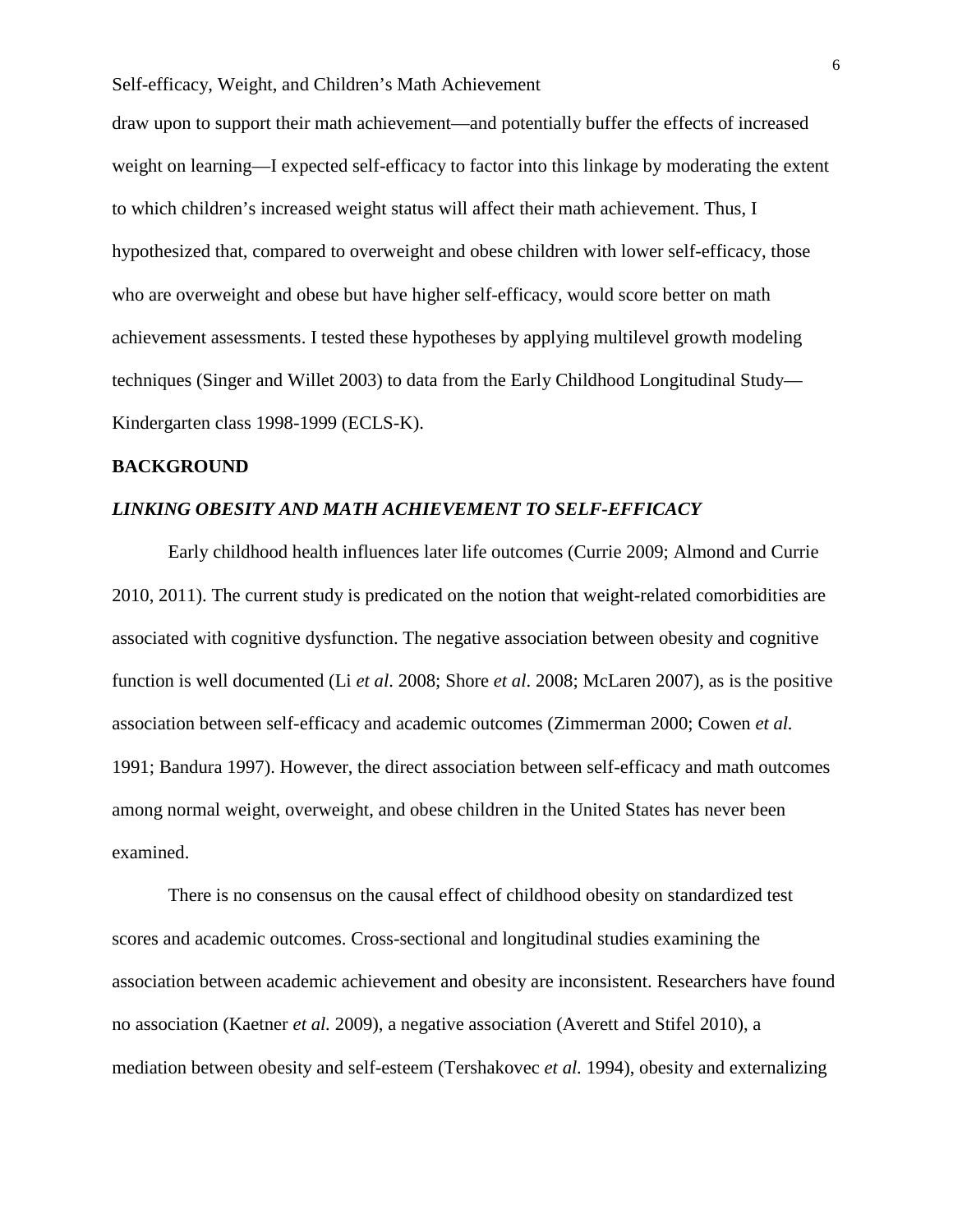draw upon to support their math achievement—and potentially buffer the effects of increased weight on learning—I expected self-efficacy to factor into this linkage by moderating the extent to which children's increased weight status will affect their math achievement. Thus, I hypothesized that, compared to overweight and obese children with lower self-efficacy, those who are overweight and obese but have higher self-efficacy, would score better on math achievement assessments. I tested these hypotheses by applying multilevel growth modeling techniques (Singer and Willet 2003) to data from the Early Childhood Longitudinal Study—Kindergarten class 1998-1999 (ECLS-K).

## BACKGROUND

### *LINKING OBESITY AND MATH ACHIEVEMENT TO SELF-EFFICACY*

Early childhood health influences later life outcomes (Currie 2009; Almond and Currie 2010, 2011). The current study is predicated on the notion that weight-related comorbidities are associated with cognitive dysfunction. The negative association between obesity and cognitive function is well documented (Li *et al*. 2008; Shore *et al*. 2008; McLaren 2007), as is the positive association between self-efficacy and academic outcomes (Zimmerman 2000; Cowen *et al.* 1991; Bandura 1997). However, the direct association between self-efficacy and math outcomes among normal weight, overweight, and obese children in the United States has never been examined.

There is no consensus on the causal effect of childhood obesity on standardized test scores and academic outcomes. Cross-sectional and longitudinal studies examining the association between academic achievement and obesity are inconsistent. Researchers have found no association (Kaetner *et al.* 2009), a negative association (Averett and Stifel 2010), a mediation between obesity and self-esteem (Tershakovec *et al.* 1994), obesity and externalizing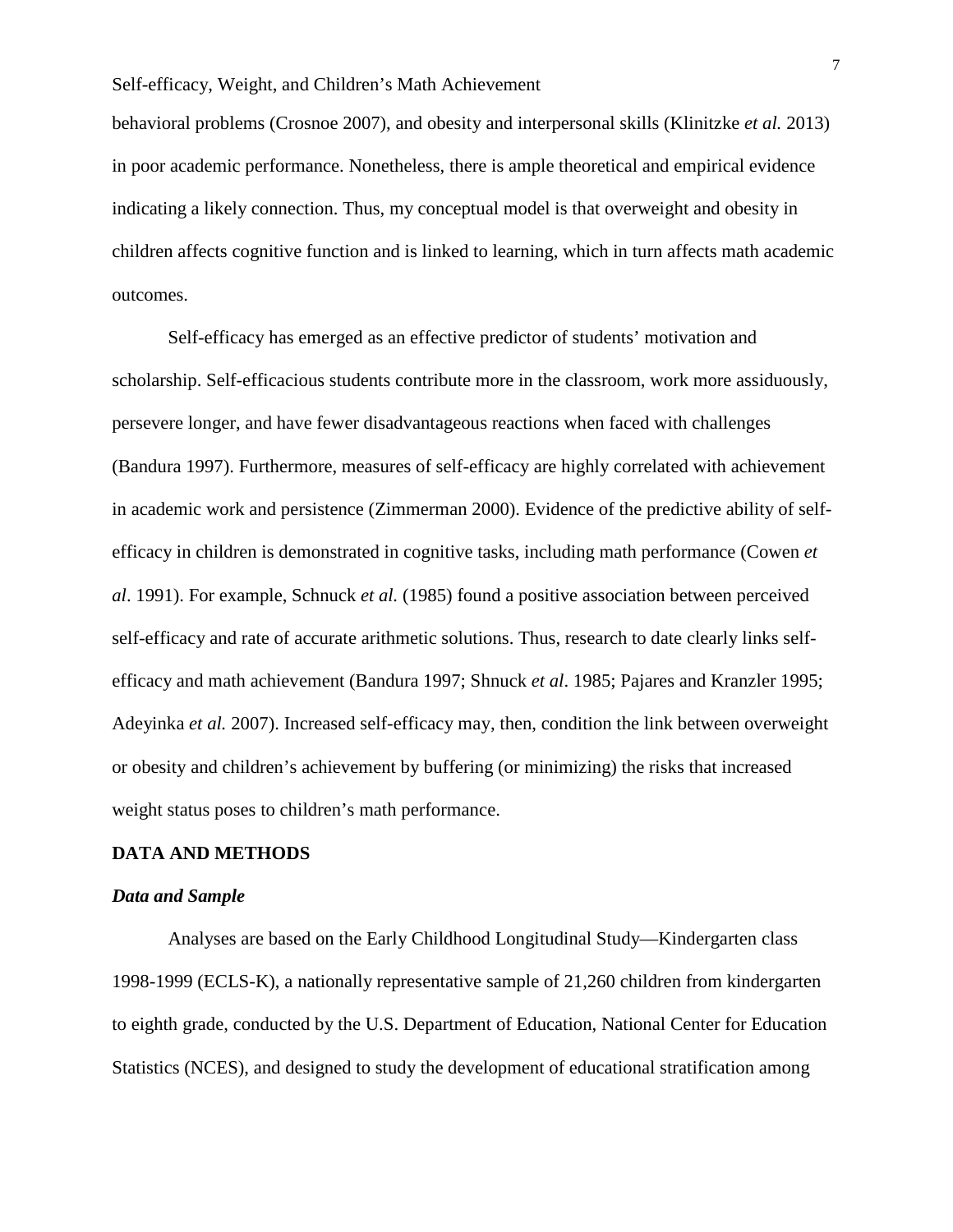behavioral problems (Crosnoe 2007), and obesity and interpersonal skills (Klinitzke *et al.* 2013) in poor academic performance. Nonetheless, there is ample theoretical and empirical evidence indicating a likely connection. Thus, my conceptual model is that overweight and obesity in children affects cognitive function and is linked to learning, which in turn affects math academic outcomes.

Self-efficacy has emerged as an effective predictor of students' motivation and scholarship. Self-efficacious students contribute more in the classroom, work more assiduously, persevere longer, and have fewer disadvantageous reactions when faced with challenges (Bandura 1997). Furthermore, measures of self-efficacy are highly correlated with achievement in academic work and persistence (Zimmerman 2000). Evidence of the predictive ability of self-efficacy in children is demonstrated in cognitive tasks, including math performance (Cowen *et al*. 1991). For example, Schnuck *et al.* (1985) found a positive association between perceived self-efficacy and rate of accurate arithmetic solutions. Thus, research to date clearly links self-efficacy and math achievement (Bandura 1997; Shnuck *et al*. 1985; Pajares and Kranzler 1995; Adeyinka *et al.* 2007). Increased self-efficacy may, then, condition the link between overweight or obesity and children's achievement by buffering (or minimizing) the risks that increased weight status poses to children's math performance.

## DATA AND METHODS

### *Data and Sample*

Analyses are based on the Early Childhood Longitudinal Study—Kindergarten class 1998-1999 (ECLS-K), a nationally representative sample of 21,260 children from kindergarten to eighth grade, conducted by the U.S. Department of Education, National Center for Education Statistics (NCES), and designed to study the development of educational stratification among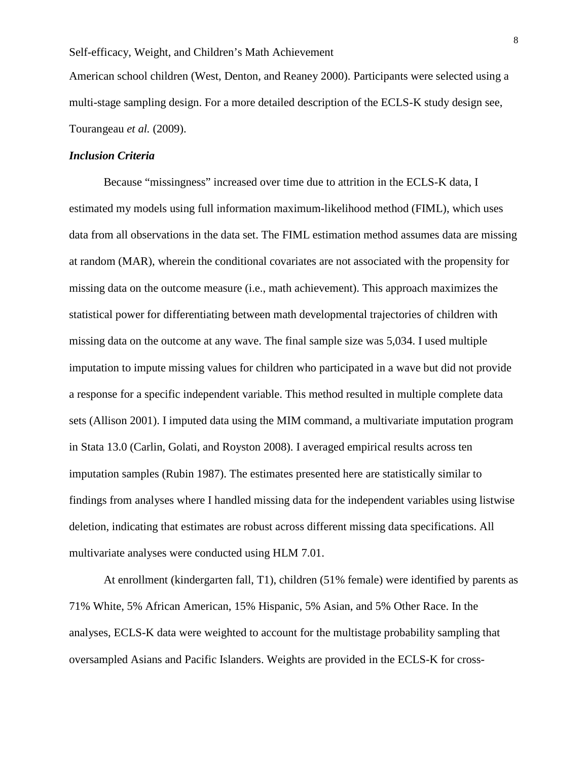American school children (West, Denton, and Reaney 2000). Participants were selected using a multi-stage sampling design. For a more detailed description of the ECLS-K study design see, Tourangeau *et al.* (2009).

### *Inclusion Criteria*

Because "missingness" increased over time due to attrition in the ECLS-K data, I estimated my models using full information maximum-likelihood method (FIML), which uses data from all observations in the data set. The FIML estimation method assumes data are missing at random (MAR), wherein the conditional covariates are not associated with the propensity for missing data on the outcome measure (i.e., math achievement). This approach maximizes the statistical power for differentiating between math developmental trajectories of children with missing data on the outcome at any wave. The final sample size was 5,034. I used multiple imputation to impute missing values for children who participated in a wave but did not provide a response for a specific independent variable. This method resulted in multiple complete data sets (Allison 2001). I imputed data using the MIM command, a multivariate imputation program in Stata 13.0 (Carlin, Golati, and Royston 2008). I averaged empirical results across ten imputation samples (Rubin 1987). The estimates presented here are statistically similar to findings from analyses where I handled missing data for the independent variables using listwise deletion, indicating that estimates are robust across different missing data specifications. All multivariate analyses were conducted using HLM 7.01.

At enrollment (kindergarten fall, T1), children (51% female) were identified by parents as 71% White, 5% African American, 15% Hispanic, 5% Asian, and 5% Other Race. In the analyses, ECLS-K data were weighted to account for the multistage probability sampling that oversampled Asians and Pacific Islanders. Weights are provided in the ECLS-K for cross-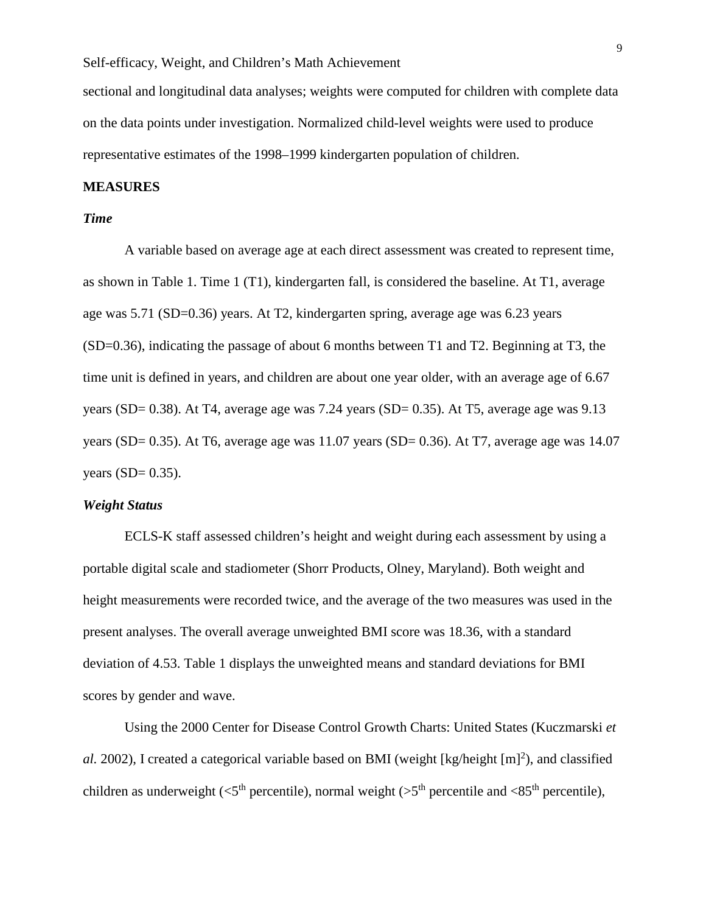sectional and longitudinal data analyses; weights were computed for children with complete data on the data points under investigation. Normalized child-level weights were used to produce representative estimates of the 1998–1999 kindergarten population of children.

## MEASURES

### *Time*

A variable based on average age at each direct assessment was created to represent time, as shown in Table 1. Time 1 (T1), kindergarten fall, is considered the baseline. At T1, average age was 5.71 (SD=0.36) years. At T2, kindergarten spring, average age was 6.23 years (SD=0.36), indicating the passage of about 6 months between T1 and T2. Beginning at T3, the time unit is defined in years, and children are about one year older, with an average age of 6.67 years (SD= 0.38). At T4, average age was 7.24 years (SD= 0.35). At T5, average age was 9.13 years (SD= 0.35). At T6, average age was 11.07 years (SD= 0.36). At T7, average age was 14.07 years (SD= 0.35).

### *Weight Status*

ECLS-K staff assessed children's height and weight during each assessment by using a portable digital scale and stadiometer (Shorr Products, Olney, Maryland). Both weight and height measurements were recorded twice, and the average of the two measures was used in the present analyses. The overall average unweighted BMI score was 18.36, with a standard deviation of 4.53. Table 1 displays the unweighted means and standard deviations for BMI scores by gender and wave.

Using the 2000 Center for Disease Control Growth Charts: United States (Kuczmarski *et al.* 2002), I created a categorical variable based on BMI (weight [kg/height [m]$^2$), and classified children as underweight (<5$^{th}$ percentile), normal weight (>5$^{th}$ percentile and <85$^{th}$ percentile),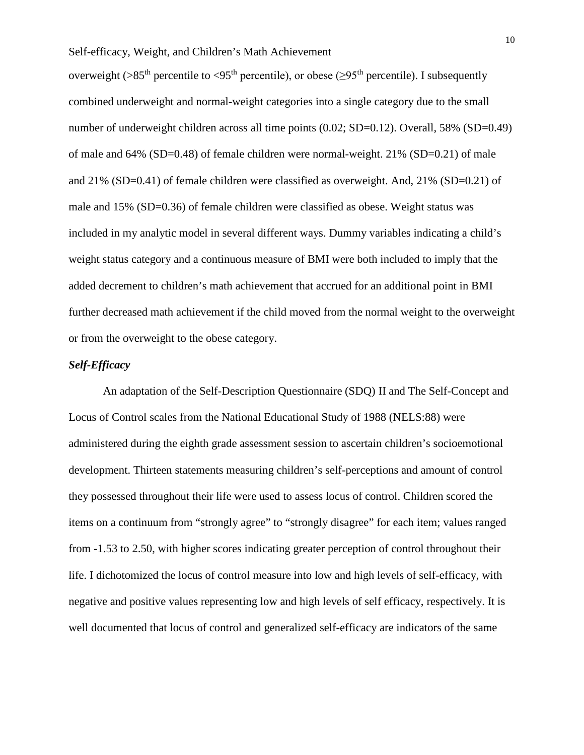overweight (>85th percentile to <95th percentile), or obese (≥95th percentile). I subsequently combined underweight and normal-weight categories into a single category due to the small number of underweight children across all time points (0.02; SD=0.12). Overall, 58% (SD=0.49) of male and 64% (SD=0.48) of female children were normal-weight. 21% (SD=0.21) of male and 21% (SD=0.41) of female children were classified as overweight. And, 21% (SD=0.21) of male and 15% (SD=0.36) of female children were classified as obese. Weight status was included in my analytic model in several different ways. Dummy variables indicating a child's weight status category and a continuous measure of BMI were both included to imply that the added decrement to children's math achievement that accrued for an additional point in BMI further decreased math achievement if the child moved from the normal weight to the overweight or from the overweight to the obese category.

### *Self-Efficacy*

An adaptation of the Self-Description Questionnaire (SDQ) II and The Self-Concept and Locus of Control scales from the National Educational Study of 1988 (NELS:88) were administered during the eighth grade assessment session to ascertain children's socioemotional development. Thirteen statements measuring children's self-perceptions and amount of control they possessed throughout their life were used to assess locus of control. Children scored the items on a continuum from "strongly agree" to "strongly disagree" for each item; values ranged from -1.53 to 2.50, with higher scores indicating greater perception of control throughout their life. I dichotomized the locus of control measure into low and high levels of self-efficacy, with negative and positive values representing low and high levels of self efficacy, respectively. It is well documented that locus of control and generalized self-efficacy are indicators of the same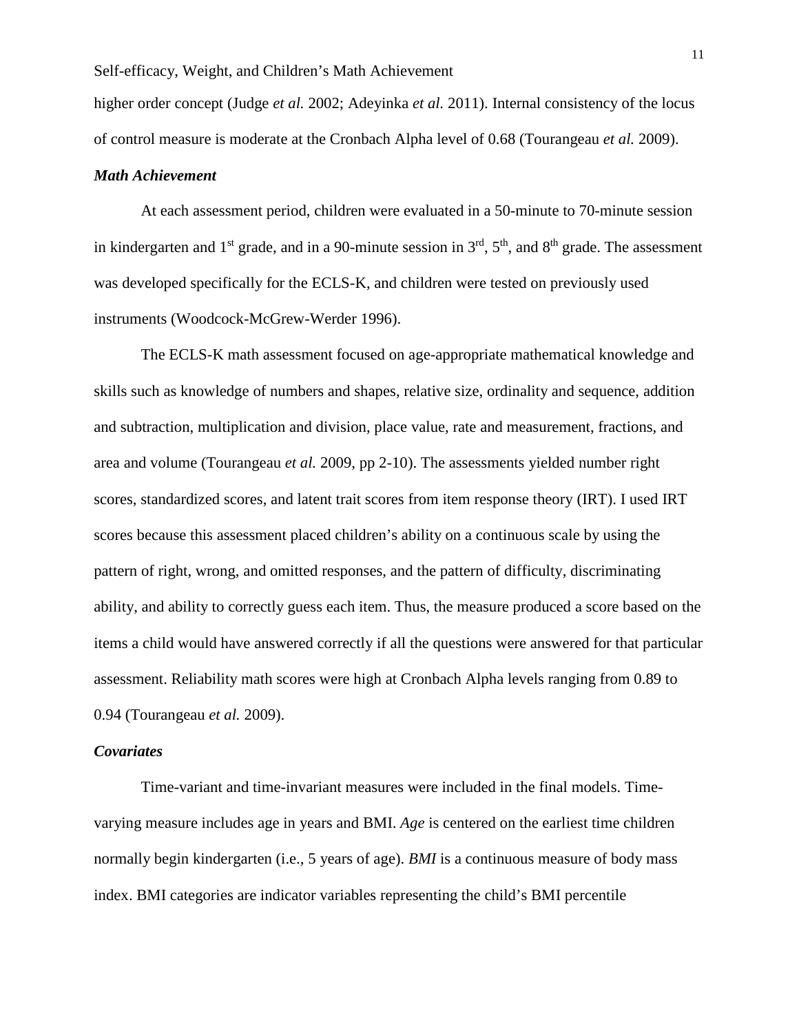higher order concept (Judge *et al.* 2002; Adeyinka *et al.* 2011). Internal consistency of the locus of control measure is moderate at the Cronbach Alpha level of 0.68 (Tourangeau *et al.* 2009).

### *Math Achievement*

At each assessment period, children were evaluated in a 50-minute to 70-minute session in kindergarten and 1st grade, and in a 90-minute session in 3rd, 5th, and 8th grade. The assessment was developed specifically for the ECLS-K, and children were tested on previously used instruments (Woodcock-McGrew-Werder 1996).

The ECLS-K math assessment focused on age-appropriate mathematical knowledge and skills such as knowledge of numbers and shapes, relative size, ordinality and sequence, addition and subtraction, multiplication and division, place value, rate and measurement, fractions, and area and volume (Tourangeau *et al.* 2009, pp 2-10). The assessments yielded number right scores, standardized scores, and latent trait scores from item response theory (IRT). I used IRT scores because this assessment placed children's ability on a continuous scale by using the pattern of right, wrong, and omitted responses, and the pattern of difficulty, discriminating ability, and ability to correctly guess each item. Thus, the measure produced a score based on the items a child would have answered correctly if all the questions were answered for that particular assessment. Reliability math scores were high at Cronbach Alpha levels ranging from 0.89 to 0.94 (Tourangeau *et al.* 2009).

### *Covariates*

Time-variant and time-invariant measures were included in the final models. Time-varying measure includes age in years and BMI. *Age* is centered on the earliest time children normally begin kindergarten (i.e., 5 years of age). *BMI* is a continuous measure of body mass index. BMI categories are indicator variables representing the child's BMI percentile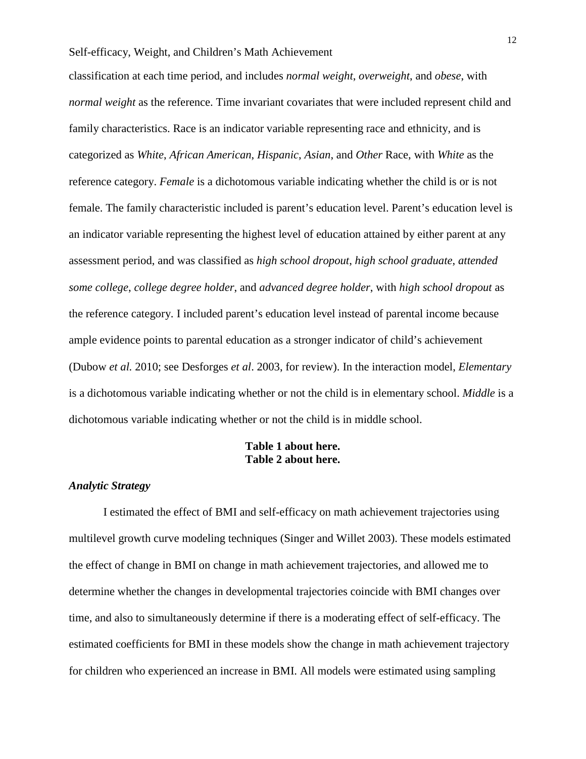classification at each time period, and includes *normal weight*, *overweight*, and *obese*, with *normal weight* as the reference. Time invariant covariates that were included represent child and family characteristics. Race is an indicator variable representing race and ethnicity, and is categorized as *White*, *African American*, *Hispanic*, *Asian*, and *Other* Race, with *White* as the reference category. *Female* is a dichotomous variable indicating whether the child is or is not female. The family characteristic included is parent's education level. Parent's education level is an indicator variable representing the highest level of education attained by either parent at any assessment period, and was classified as *high school dropout*, *high school graduate*, *attended some college*, *college degree holder*, and *advanced degree holder*, with *high school dropout* as the reference category. I included parent's education level instead of parental income because ample evidence points to parental education as a stronger indicator of child's achievement (Dubow *et al.* 2010; see Desforges *et al*. 2003, for review). In the interaction model, *Elementary* is a dichotomous variable indicating whether or not the child is in elementary school. *Middle* is a dichotomous variable indicating whether or not the child is in middle school.

**Table 1 about here.**
**Table 2 about here.**

### *Analytic Strategy*

I estimated the effect of BMI and self-efficacy on math achievement trajectories using multilevel growth curve modeling techniques (Singer and Willet 2003). These models estimated the effect of change in BMI on change in math achievement trajectories, and allowed me to determine whether the changes in developmental trajectories coincide with BMI changes over time, and also to simultaneously determine if there is a moderating effect of self-efficacy. The estimated coefficients for BMI in these models show the change in math achievement trajectory for children who experienced an increase in BMI. All models were estimated using sampling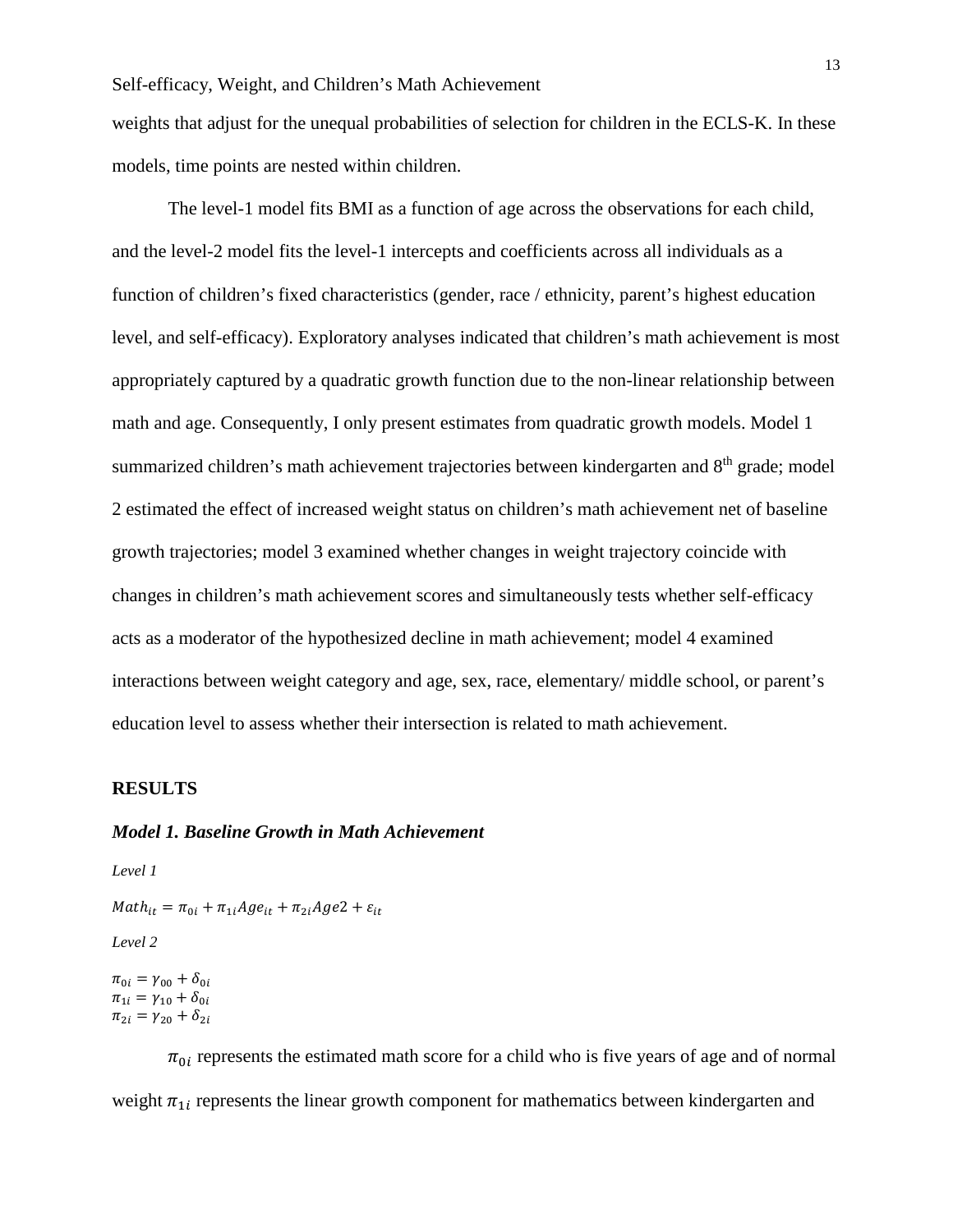weights that adjust for the unequal probabilities of selection for children in the ECLS-K. In these models, time points are nested within children.

The level-1 model fits BMI as a function of age across the observations for each child, and the level-2 model fits the level-1 intercepts and coefficients across all individuals as a function of children's fixed characteristics (gender, race / ethnicity, parent's highest education level, and self-efficacy). Exploratory analyses indicated that children's math achievement is most appropriately captured by a quadratic growth function due to the non-linear relationship between math and age. Consequently, I only present estimates from quadratic growth models. Model 1 summarized children's math achievement trajectories between kindergarten and 8th grade; model 2 estimated the effect of increased weight status on children's math achievement net of baseline growth trajectories; model 3 examined whether changes in weight trajectory coincide with changes in children's math achievement scores and simultaneously tests whether self-efficacy acts as a moderator of the hypothesized decline in math achievement; model 4 examined interactions between weight category and age, sex, race, elementary/ middle school, or parent's education level to assess whether their intersection is related to math achievement.

## RESULTS

### *Model 1. Baseline Growth in Math Achievement*

*Level 1*

$$Math_{it} = \pi_{0i} + \pi_{1i}Age_{it} + \pi_{2i}Age2 + \varepsilon_{it}$$

*Level 2*

$$\pi_{0i} = \gamma_{00} + \delta_{0i}$$
$$\pi_{1i} = \gamma_{10} + \delta_{0i}$$
$$\pi_{2i} = \gamma_{20} + \delta_{2i}$$

$\pi_{0i}$ represents the estimated math score for a child who is five years of age and of normal weight $\pi_{1i}$ represents the linear growth component for mathematics between kindergarten and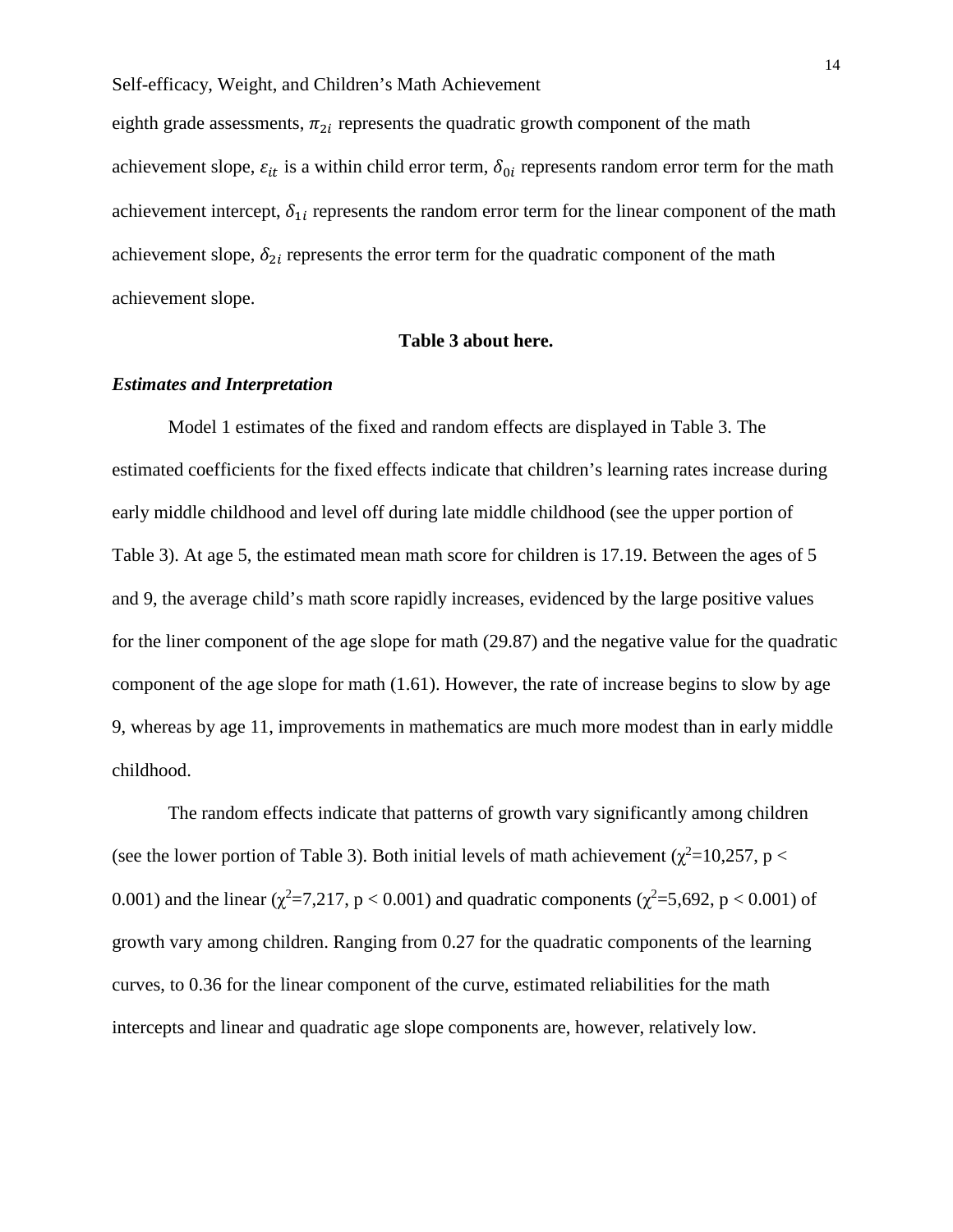eighth grade assessments, $\pi_{2i}$ represents the quadratic growth component of the math achievement slope, $\varepsilon_{it}$ is a within child error term, $\delta_{0i}$ represents random error term for the math achievement intercept, $\delta_{1i}$ represents the random error term for the linear component of the math achievement slope, $\delta_{2i}$ represents the error term for the quadratic component of the math achievement slope.

**Table 3 about here.**

***Estimates and Interpretation***

Model 1 estimates of the fixed and random effects are displayed in Table 3. The estimated coefficients for the fixed effects indicate that children's learning rates increase during early middle childhood and level off during late middle childhood (see the upper portion of Table 3). At age 5, the estimated mean math score for children is 17.19. Between the ages of 5 and 9, the average child's math score rapidly increases, evidenced by the large positive values for the liner component of the age slope for math (29.87) and the negative value for the quadratic component of the age slope for math (1.61). However, the rate of increase begins to slow by age 9, whereas by age 11, improvements in mathematics are much more modest than in early middle childhood.

The random effects indicate that patterns of growth vary significantly among children (see the lower portion of Table 3). Both initial levels of math achievement ($\chi^2$=10,257, $p < 0.001$) and the linear ($\chi^2$=7,217, $p < 0.001$) and quadratic components ($\chi^2$=5,692, $p < 0.001$) of growth vary among children. Ranging from 0.27 for the quadratic components of the learning curves, to 0.36 for the linear component of the curve, estimated reliabilities for the math intercepts and linear and quadratic age slope components are, however, relatively low.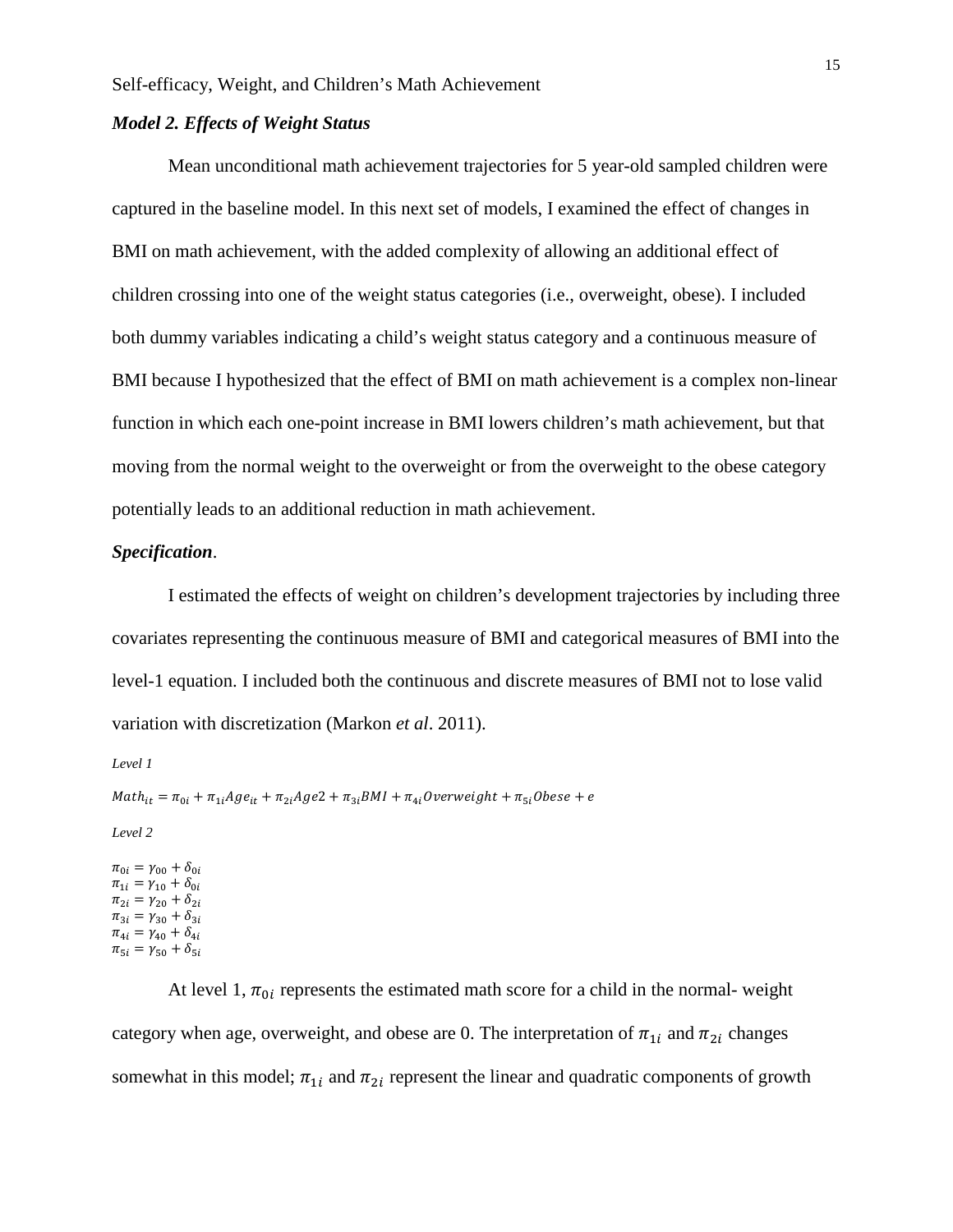### *Model 2. Effects of Weight Status*

Mean unconditional math achievement trajectories for 5 year-old sampled children were captured in the baseline model. In this next set of models, I examined the effect of changes in BMI on math achievement, with the added complexity of allowing an additional effect of children crossing into one of the weight status categories (i.e., overweight, obese). I included both dummy variables indicating a child's weight status category and a continuous measure of BMI because I hypothesized that the effect of BMI on math achievement is a complex non-linear function in which each one-point increase in BMI lowers children's math achievement, but that moving from the normal weight to the overweight or from the overweight to the obese category potentially leads to an additional reduction in math achievement.

#### *Specification*.

I estimated the effects of weight on children's development trajectories by including three covariates representing the continuous measure of BMI and categorical measures of BMI into the level-1 equation. I included both the continuous and discrete measures of BMI not to lose valid variation with discretization (Markon *et al*. 2011).

*Level 1*

$$Math_{it} = \pi_{0i} + \pi_{1i}Age_{it} + \pi_{2i}Age2 + \pi_{3i}BMI + \pi_{4i}Overweight + \pi_{5i}Obese + e$$

*Level 2*

$$\pi_{0i} = \gamma_{00} + \delta_{0i}$$
$$\pi_{1i} = \gamma_{10} + \delta_{0i}$$
$$\pi_{2i} = \gamma_{20} + \delta_{2i}$$
$$\pi_{3i} = \gamma_{30} + \delta_{3i}$$
$$\pi_{4i} = \gamma_{40} + \delta_{4i}$$
$$\pi_{5i} = \gamma_{50} + \delta_{5i}$$

At level 1, $\pi_{0i}$ represents the estimated math score for a child in the normal- weight category when age, overweight, and obese are 0. The interpretation of $\pi_{1i}$ and $\pi_{2i}$ changes somewhat in this model; $\pi_{1i}$ and $\pi_{2i}$ represent the linear and quadratic components of growth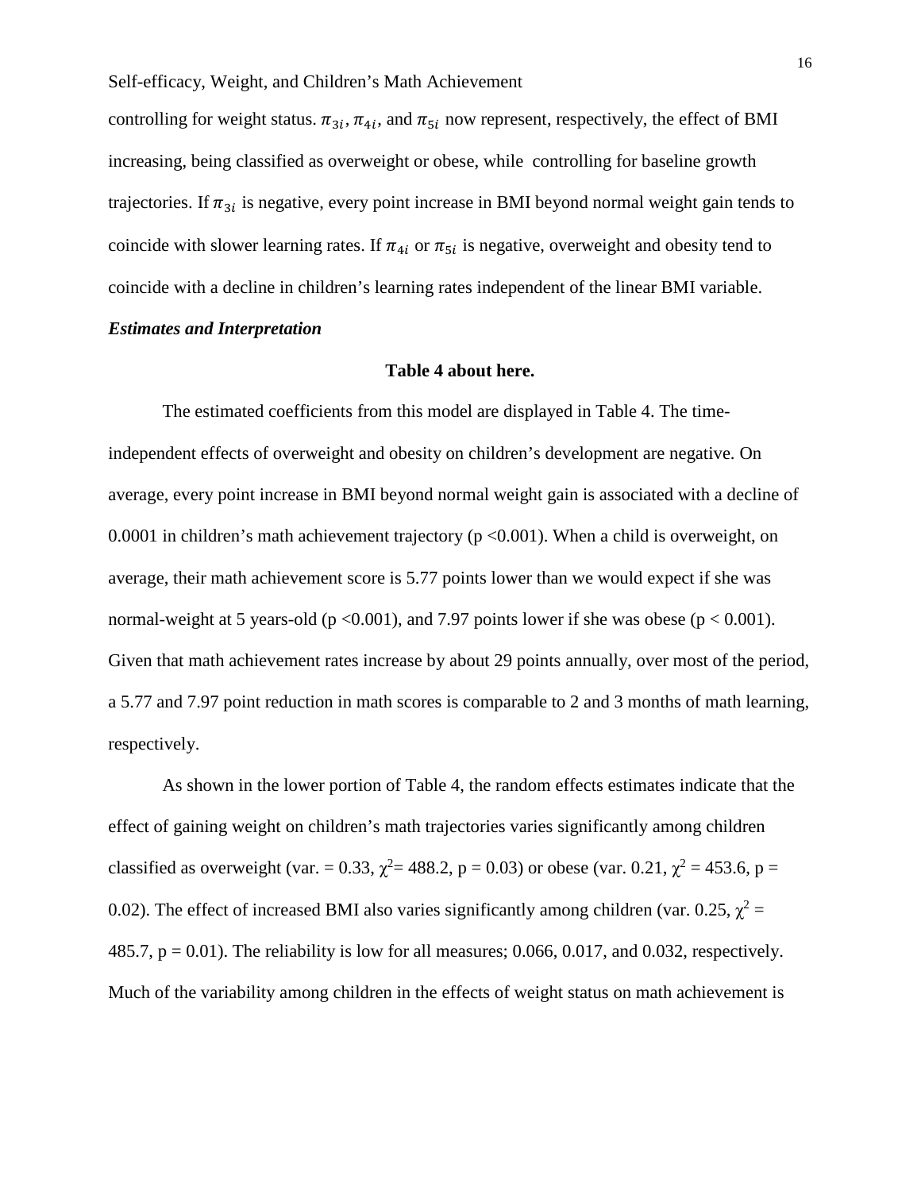controlling for weight status. $\pi_{3i}$, $\pi_{4i}$, and $\pi_{5i}$ now represent, respectively, the effect of BMI increasing, being classified as overweight or obese, while controlling for baseline growth trajectories. If $\pi_{3i}$ is negative, every point increase in BMI beyond normal weight gain tends to coincide with slower learning rates. If $\pi_{4i}$ or $\pi_{5i}$ is negative, overweight and obesity tend to coincide with a decline in children's learning rates independent of the linear BMI variable.

***Estimates and Interpretation***

**Table 4 about here.**

The estimated coefficients from this model are displayed in Table 4. The time-independent effects of overweight and obesity on children's development are negative. On average, every point increase in BMI beyond normal weight gain is associated with a decline of 0.0001 in children's math achievement trajectory ($p < 0.001$). When a child is overweight, on average, their math achievement score is 5.77 points lower than we would expect if she was normal-weight at 5 years-old ($p < 0.001$), and 7.97 points lower if she was obese ($p < 0.001$). Given that math achievement rates increase by about 29 points annually, over most of the period, a 5.77 and 7.97 point reduction in math scores is comparable to 2 and 3 months of math learning, respectively.

As shown in the lower portion of Table 4, the random effects estimates indicate that the effect of gaining weight on children's math trajectories varies significantly among children classified as overweight (var. = 0.33, $\chi^2 = 488.2$, $p = 0.03$) or obese (var. 0.21, $\chi^2 = 453.6$, $p = 0.02$). The effect of increased BMI also varies significantly among children (var. 0.25, $\chi^2 = 485.7$, $p = 0.01$). The reliability is low for all measures; 0.066, 0.017, and 0.032, respectively. Much of the variability among children in the effects of weight status on math achievement is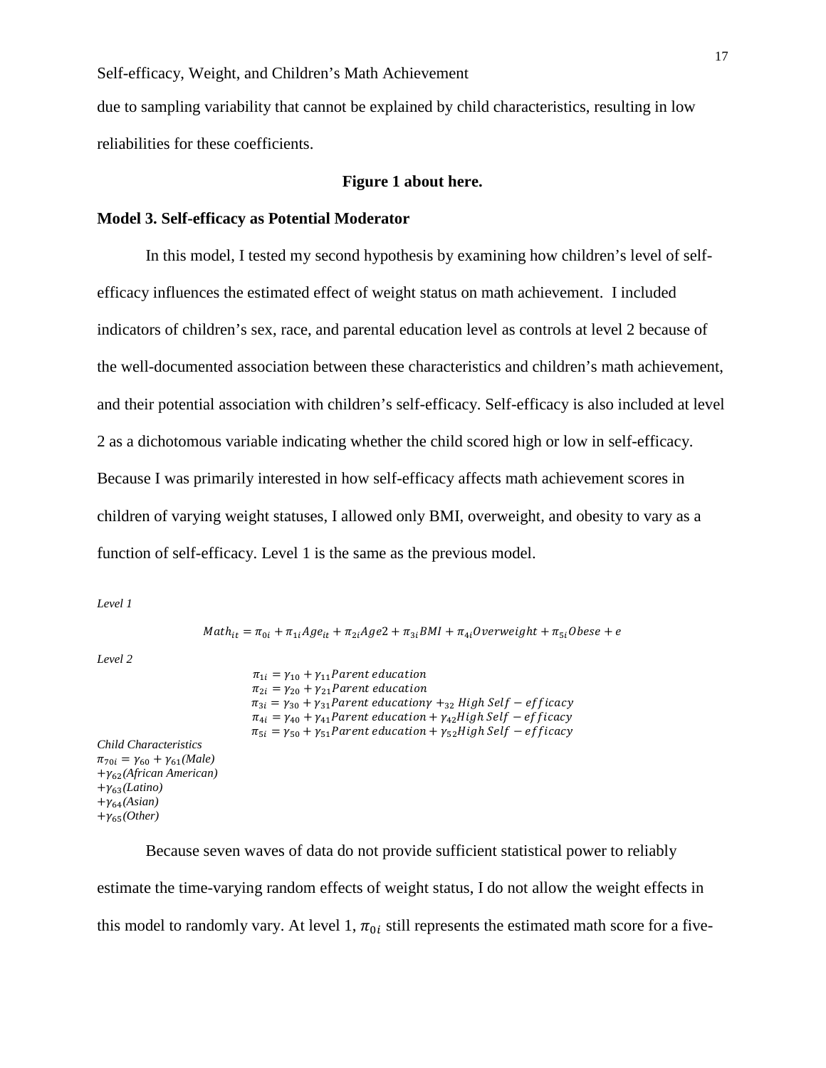due to sampling variability that cannot be explained by child characteristics, resulting in low reliabilities for these coefficients.

**Figure 1 about here.**

### Model 3. Self-efficacy as Potential Moderator

In this model, I tested my second hypothesis by examining how children's level of self-efficacy influences the estimated effect of weight status on math achievement. I included indicators of children's sex, race, and parental education level as controls at level 2 because of the well-documented association between these characteristics and children's math achievement, and their potential association with children's self-efficacy. Self-efficacy is also included at level 2 as a dichotomous variable indicating whether the child scored high or low in self-efficacy. Because I was primarily interested in how self-efficacy affects math achievement scores in children of varying weight statuses, I allowed only BMI, overweight, and obesity to vary as a function of self-efficacy. Level 1 is the same as the previous model.

*Level 1*

$$Math_{it} = \pi_{0i} + \pi_{1i}Age_{it} + \pi_{2i}Age2 + \pi_{3i}BMI + \pi_{4i}Overweight + \pi_{5i}Obese + e$$

*Level 2*

$$\pi_{1i} = \gamma_{10} + \gamma_{11}Parent\ education$$
$$\pi_{2i} = \gamma_{20} + \gamma_{21}Parent\ education$$
$$\pi_{3i} = \gamma_{30} + \gamma_{31}Parent\ education\gamma +_{32}\ High\ Self - efficacy$$
$$\pi_{4i} = \gamma_{40} + \gamma_{41}Parent\ education + \gamma_{42}High\ Self - efficacy$$
$$\pi_{5i} = \gamma_{50} + \gamma_{51}Parent\ education + \gamma_{52}High\ Self - efficacy$$

*Child Characteristics*
$\pi_{70i} = \gamma_{60} + \gamma_{61}$*(Male)*
$+\gamma_{62}$*(African American)*
$+\gamma_{63}$*(Latino)*
$+\gamma_{64}$*(Asian)*
$+\gamma_{65}$*(Other)*

Because seven waves of data do not provide sufficient statistical power to reliably estimate the time-varying random effects of weight status, I do not allow the weight effects in this model to randomly vary. At level 1, $\pi_{0i}$ still represents the estimated math score for a five-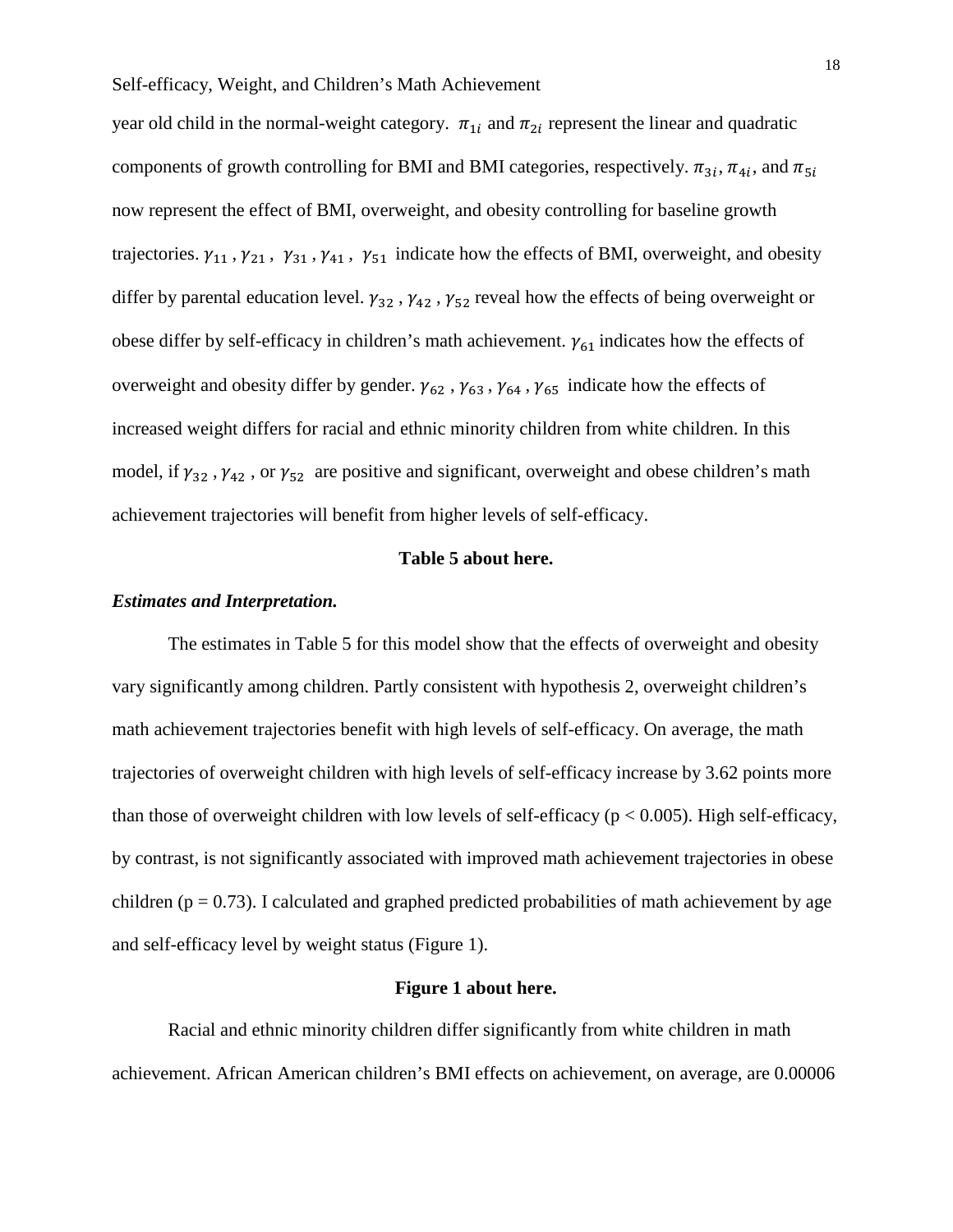year old child in the normal-weight category. $\pi_{1i}$ and $\pi_{2i}$ represent the linear and quadratic components of growth controlling for BMI and BMI categories, respectively. $\pi_{3i}$, $\pi_{4i}$, and $\pi_{5i}$ now represent the effect of BMI, overweight, and obesity controlling for baseline growth trajectories. $\gamma_{11}$ , $\gamma_{21}$ , $\gamma_{31}$ , $\gamma_{41}$ , $\gamma_{51}$ indicate how the effects of BMI, overweight, and obesity differ by parental education level. $\gamma_{32}$ , $\gamma_{42}$ , $\gamma_{52}$ reveal how the effects of being overweight or obese differ by self-efficacy in children's math achievement. $\gamma_{61}$ indicates how the effects of overweight and obesity differ by gender. $\gamma_{62}$ , $\gamma_{63}$ , $\gamma_{64}$ , $\gamma_{65}$ indicate how the effects of increased weight differs for racial and ethnic minority children from white children. In this model, if $\gamma_{32}$ , $\gamma_{42}$ , or $\gamma_{52}$ are positive and significant, overweight and obese children's math achievement trajectories will benefit from higher levels of self-efficacy.

**Table 5 about here.**

***Estimates and Interpretation.***

The estimates in Table 5 for this model show that the effects of overweight and obesity vary significantly among children. Partly consistent with hypothesis 2, overweight children's math achievement trajectories benefit with high levels of self-efficacy. On average, the math trajectories of overweight children with high levels of self-efficacy increase by 3.62 points more than those of overweight children with low levels of self-efficacy ($p < 0.005$). High self-efficacy, by contrast, is not significantly associated with improved math achievement trajectories in obese children ($p = 0.73$). I calculated and graphed predicted probabilities of math achievement by age and self-efficacy level by weight status (Figure 1).

**Figure 1 about here.**

Racial and ethnic minority children differ significantly from white children in math achievement. African American children's BMI effects on achievement, on average, are 0.00006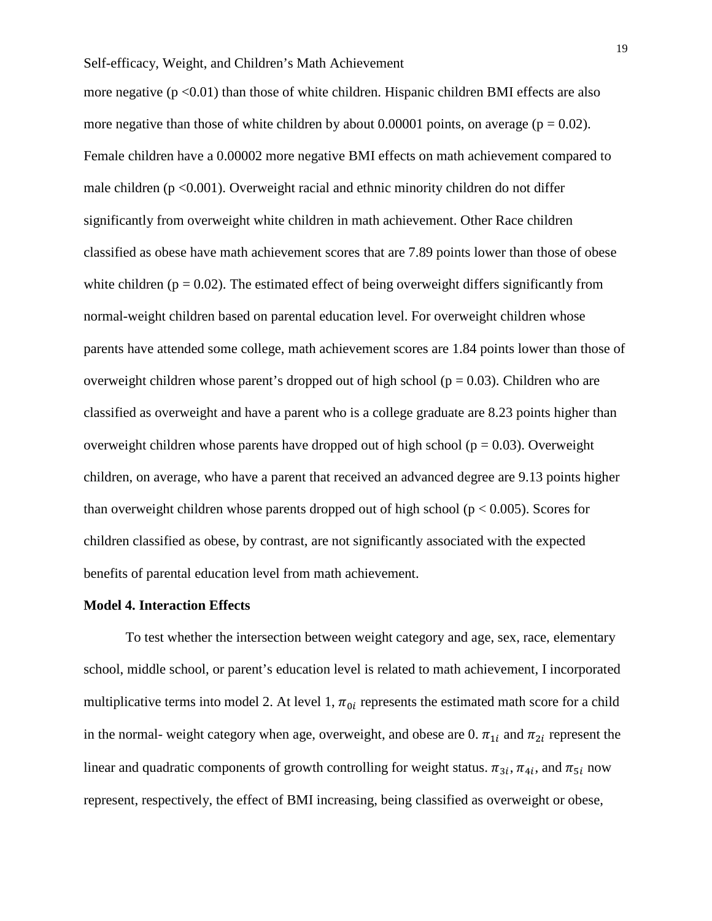more negative ($p < 0.01$) than those of white children. Hispanic children BMI effects are also more negative than those of white children by about 0.00001 points, on average ($p = 0.02$). Female children have a 0.00002 more negative BMI effects on math achievement compared to male children ($p < 0.001$). Overweight racial and ethnic minority children do not differ significantly from overweight white children in math achievement. Other Race children classified as obese have math achievement scores that are 7.89 points lower than those of obese white children ($p = 0.02$). The estimated effect of being overweight differs significantly from normal-weight children based on parental education level. For overweight children whose parents have attended some college, math achievement scores are 1.84 points lower than those of overweight children whose parent's dropped out of high school ($p = 0.03$). Children who are classified as overweight and have a parent who is a college graduate are 8.23 points higher than overweight children whose parents have dropped out of high school ($p = 0.03$). Overweight children, on average, who have a parent that received an advanced degree are 9.13 points higher than overweight children whose parents dropped out of high school ($p < 0.005$). Scores for children classified as obese, by contrast, are not significantly associated with the expected benefits of parental education level from math achievement.

**Model 4. Interaction Effects**

To test whether the intersection between weight category and age, sex, race, elementary school, middle school, or parent's education level is related to math achievement, I incorporated multiplicative terms into model 2. At level 1, $\pi_{0i}$ represents the estimated math score for a child in the normal- weight category when age, overweight, and obese are 0. $\pi_{1i}$ and $\pi_{2i}$ represent the linear and quadratic components of growth controlling for weight status. $\pi_{3i}$, $\pi_{4i}$, and $\pi_{5i}$ now represent, respectively, the effect of BMI increasing, being classified as overweight or obese,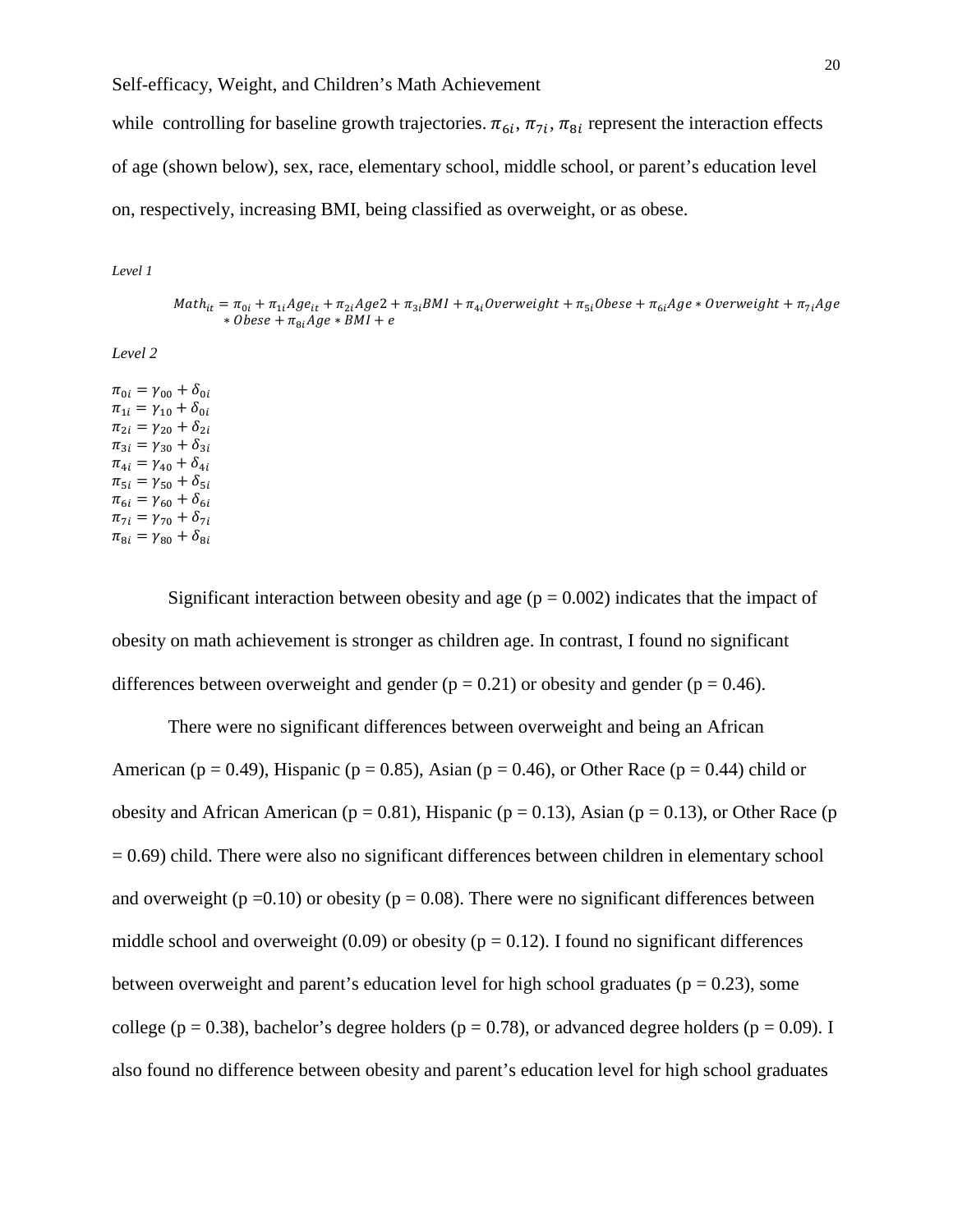while controlling for baseline growth trajectories. $\pi_{6i}$, $\pi_{7i}$, $\pi_{8i}$ represent the interaction effects of age (shown below), sex, race, elementary school, middle school, or parent's education level on, respectively, increasing BMI, being classified as overweight, or as obese.

*Level 1*

$$Math_{it} = \pi_{0i} + \pi_{1i}Age_{it} + \pi_{2i}Age2 + \pi_{3i}BMI + \pi_{4i}Overweight + \pi_{5i}Obese + \pi_{6i}Age * Overweight + \pi_{7i}Age * Obese + \pi_{8i}Age * BMI + e$$

*Level 2*

$$\pi_{0i} = \gamma_{00} + \delta_{0i}$$
$$\pi_{1i} = \gamma_{10} + \delta_{0i}$$
$$\pi_{2i} = \gamma_{20} + \delta_{2i}$$
$$\pi_{3i} = \gamma_{30} + \delta_{3i}$$
$$\pi_{4i} = \gamma_{40} + \delta_{4i}$$
$$\pi_{5i} = \gamma_{50} + \delta_{5i}$$
$$\pi_{6i} = \gamma_{60} + \delta_{6i}$$
$$\pi_{7i} = \gamma_{70} + \delta_{7i}$$
$$\pi_{8i} = \gamma_{80} + \delta_{8i}$$

Significant interaction between obesity and age ($p = 0.002$) indicates that the impact of obesity on math achievement is stronger as children age. In contrast, I found no significant differences between overweight and gender ($p = 0.21$) or obesity and gender ($p = 0.46$).

There were no significant differences between overweight and being an African American ($p = 0.49$), Hispanic ($p = 0.85$), Asian ($p = 0.46$), or Other Race ($p = 0.44$) child or obesity and African American ($p = 0.81$), Hispanic ($p = 0.13$), Asian ($p = 0.13$), or Other Race ($p = 0.69$) child. There were also no significant differences between children in elementary school and overweight ($p = 0.10$) or obesity ($p = 0.08$). There were no significant differences between middle school and overweight (0.09) or obesity ($p = 0.12$). I found no significant differences between overweight and parent's education level for high school graduates ($p = 0.23$), some college ($p = 0.38$), bachelor's degree holders ($p = 0.78$), or advanced degree holders ($p = 0.09$). I also found no difference between obesity and parent's education level for high school graduates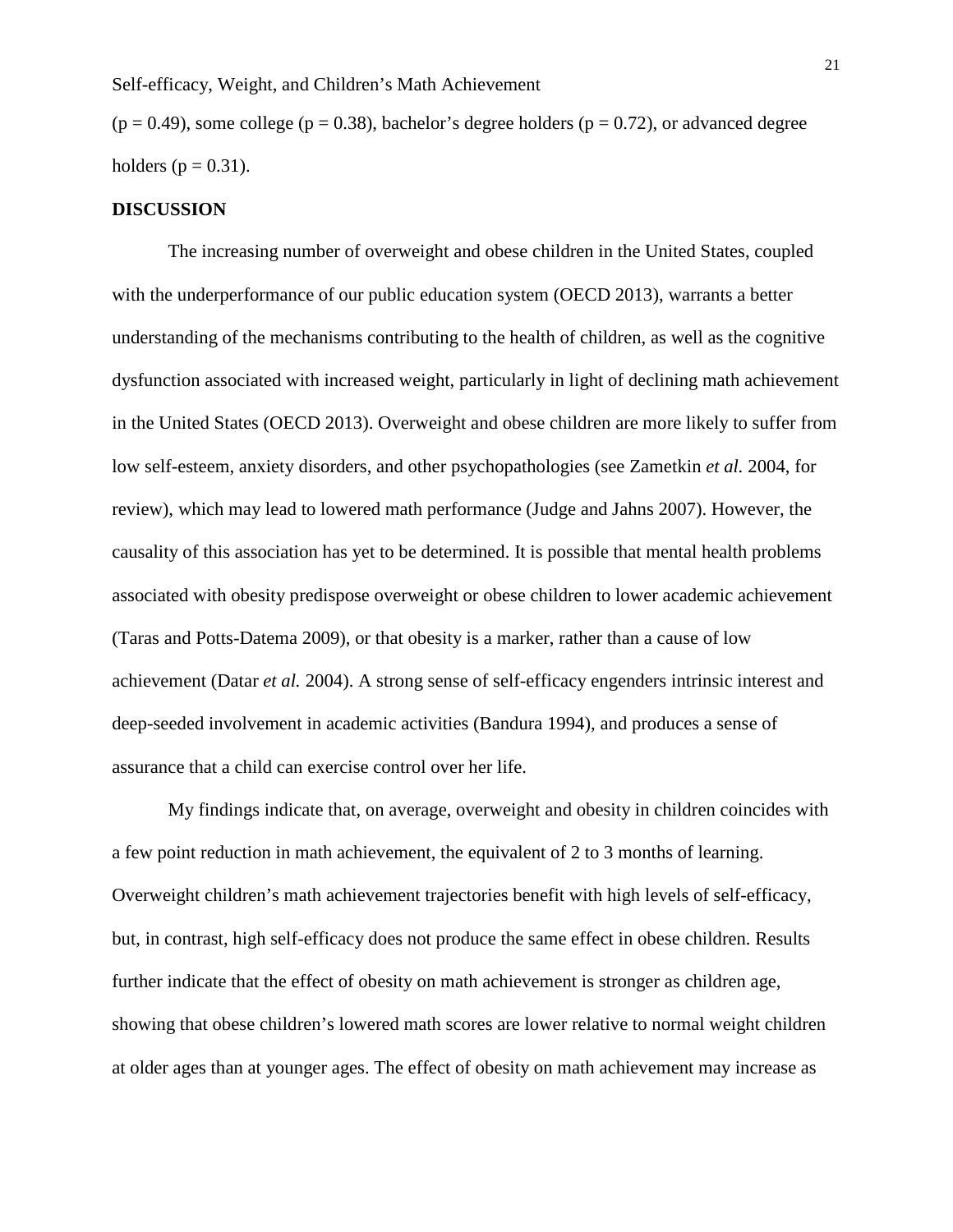$(p = 0.49)$, some college $(p = 0.38)$, bachelor's degree holders $(p = 0.72)$, or advanced degree holders $(p = 0.31)$.

## DISCUSSION

The increasing number of overweight and obese children in the United States, coupled with the underperformance of our public education system (OECD 2013), warrants a better understanding of the mechanisms contributing to the health of children, as well as the cognitive dysfunction associated with increased weight, particularly in light of declining math achievement in the United States (OECD 2013). Overweight and obese children are more likely to suffer from low self-esteem, anxiety disorders, and other psychopathologies (see Zametkin *et al.* 2004, for review), which may lead to lowered math performance (Judge and Jahns 2007). However, the causality of this association has yet to be determined. It is possible that mental health problems associated with obesity predispose overweight or obese children to lower academic achievement (Taras and Potts-Datema 2009), or that obesity is a marker, rather than a cause of low achievement (Datar *et al.* 2004). A strong sense of self-efficacy engenders intrinsic interest and deep-seeded involvement in academic activities (Bandura 1994), and produces a sense of assurance that a child can exercise control over her life.

My findings indicate that, on average, overweight and obesity in children coincides with a few point reduction in math achievement, the equivalent of 2 to 3 months of learning. Overweight children's math achievement trajectories benefit with high levels of self-efficacy, but, in contrast, high self-efficacy does not produce the same effect in obese children. Results further indicate that the effect of obesity on math achievement is stronger as children age, showing that obese children's lowered math scores are lower relative to normal weight children at older ages than at younger ages. The effect of obesity on math achievement may increase as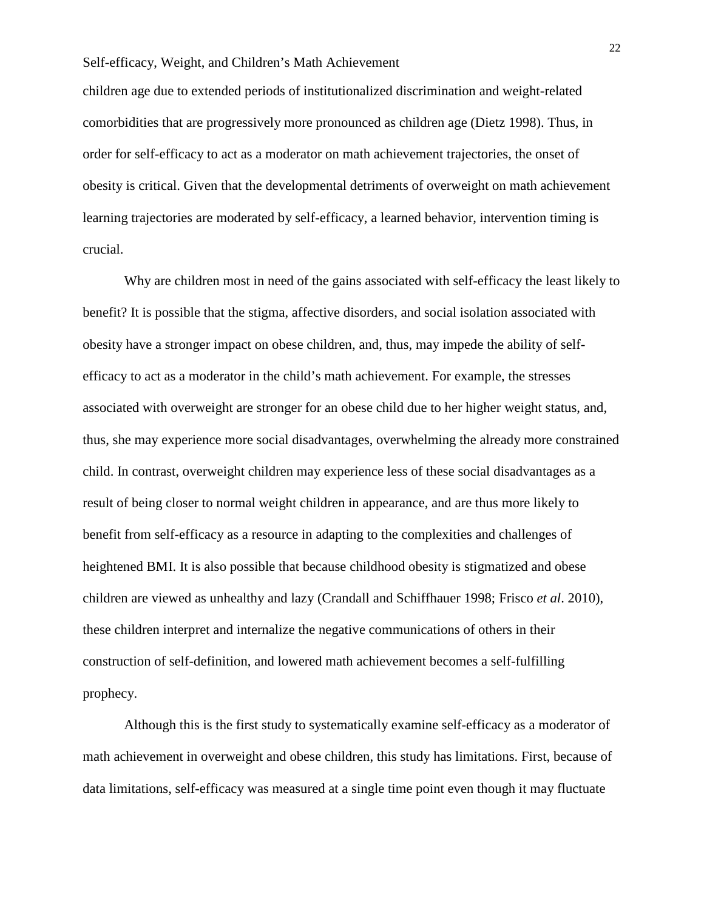children age due to extended periods of institutionalized discrimination and weight-related comorbidities that are progressively more pronounced as children age (Dietz 1998). Thus, in order for self-efficacy to act as a moderator on math achievement trajectories, the onset of obesity is critical. Given that the developmental detriments of overweight on math achievement learning trajectories are moderated by self-efficacy, a learned behavior, intervention timing is crucial.

Why are children most in need of the gains associated with self-efficacy the least likely to benefit? It is possible that the stigma, affective disorders, and social isolation associated with obesity have a stronger impact on obese children, and, thus, may impede the ability of self-efficacy to act as a moderator in the child's math achievement. For example, the stresses associated with overweight are stronger for an obese child due to her higher weight status, and, thus, she may experience more social disadvantages, overwhelming the already more constrained child. In contrast, overweight children may experience less of these social disadvantages as a result of being closer to normal weight children in appearance, and are thus more likely to benefit from self-efficacy as a resource in adapting to the complexities and challenges of heightened BMI. It is also possible that because childhood obesity is stigmatized and obese children are viewed as unhealthy and lazy (Crandall and Schiffhauer 1998; Frisco *et al*. 2010), these children interpret and internalize the negative communications of others in their construction of self-definition, and lowered math achievement becomes a self-fulfilling prophecy.

Although this is the first study to systematically examine self-efficacy as a moderator of math achievement in overweight and obese children, this study has limitations. First, because of data limitations, self-efficacy was measured at a single time point even though it may fluctuate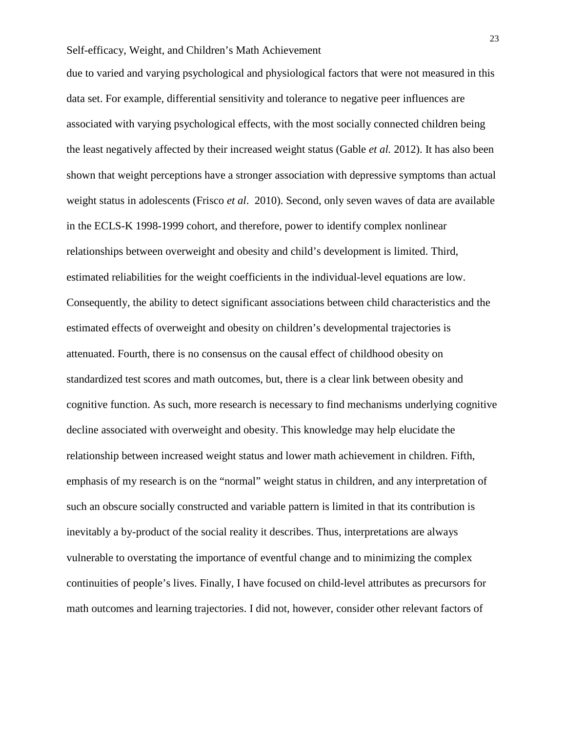due to varied and varying psychological and physiological factors that were not measured in this data set. For example, differential sensitivity and tolerance to negative peer influences are associated with varying psychological effects, with the most socially connected children being the least negatively affected by their increased weight status (Gable *et al.* 2012). It has also been shown that weight perceptions have a stronger association with depressive symptoms than actual weight status in adolescents (Frisco *et al*. 2010). Second, only seven waves of data are available in the ECLS-K 1998-1999 cohort, and therefore, power to identify complex nonlinear relationships between overweight and obesity and child's development is limited. Third, estimated reliabilities for the weight coefficients in the individual-level equations are low. Consequently, the ability to detect significant associations between child characteristics and the estimated effects of overweight and obesity on children's developmental trajectories is attenuated. Fourth, there is no consensus on the causal effect of childhood obesity on standardized test scores and math outcomes, but, there is a clear link between obesity and cognitive function. As such, more research is necessary to find mechanisms underlying cognitive decline associated with overweight and obesity. This knowledge may help elucidate the relationship between increased weight status and lower math achievement in children. Fifth, emphasis of my research is on the "normal" weight status in children, and any interpretation of such an obscure socially constructed and variable pattern is limited in that its contribution is inevitably a by-product of the social reality it describes. Thus, interpretations are always vulnerable to overstating the importance of eventful change and to minimizing the complex continuities of people's lives. Finally, I have focused on child-level attributes as precursors for math outcomes and learning trajectories. I did not, however, consider other relevant factors of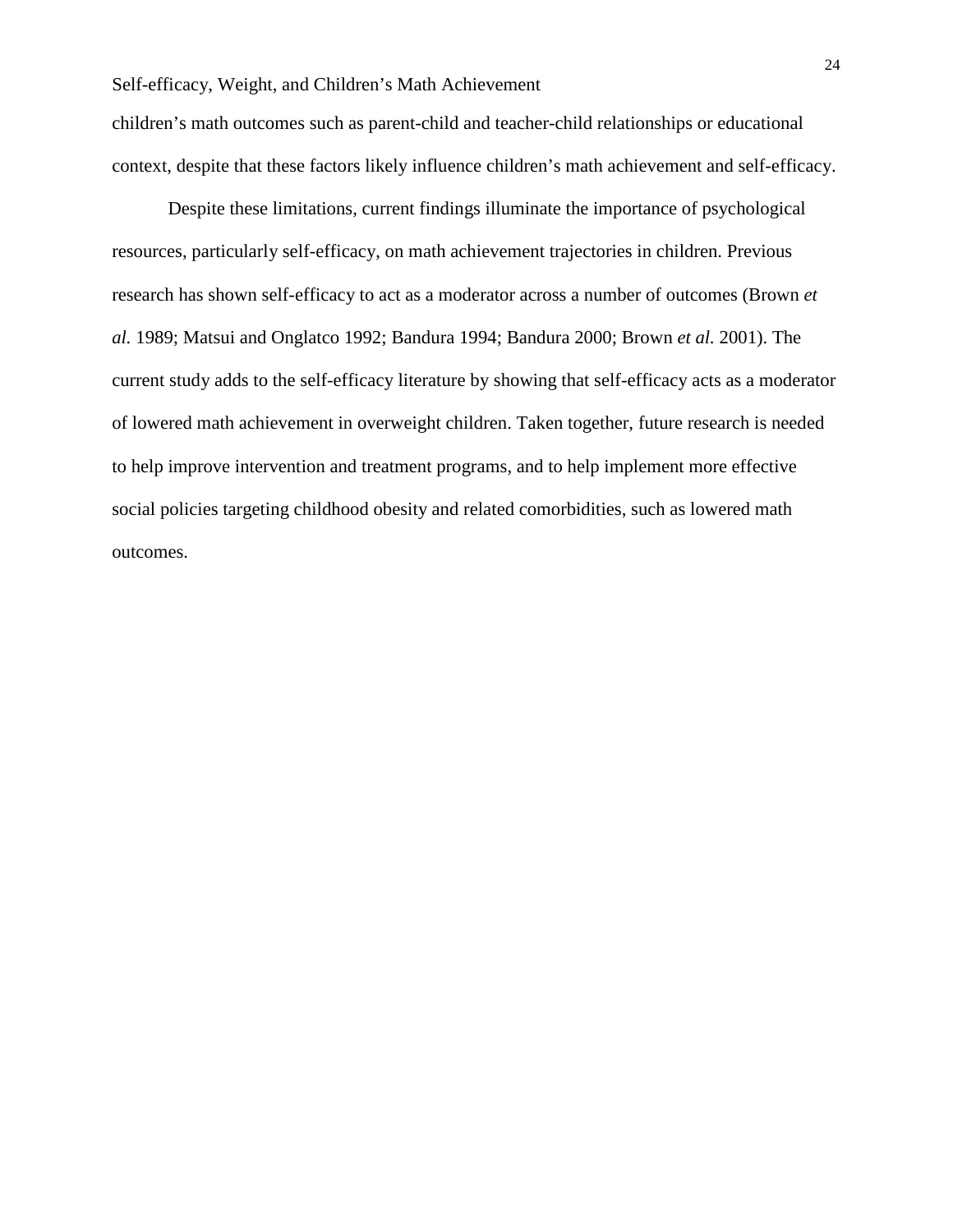children's math outcomes such as parent-child and teacher-child relationships or educational context, despite that these factors likely influence children's math achievement and self-efficacy.

Despite these limitations, current findings illuminate the importance of psychological resources, particularly self-efficacy, on math achievement trajectories in children. Previous research has shown self-efficacy to act as a moderator across a number of outcomes (Brown *et al.* 1989; Matsui and Onglatco 1992; Bandura 1994; Bandura 2000; Brown *et al.* 2001). The current study adds to the self-efficacy literature by showing that self-efficacy acts as a moderator of lowered math achievement in overweight children. Taken together, future research is needed to help improve intervention and treatment programs, and to help implement more effective social policies targeting childhood obesity and related comorbidities, such as lowered math outcomes.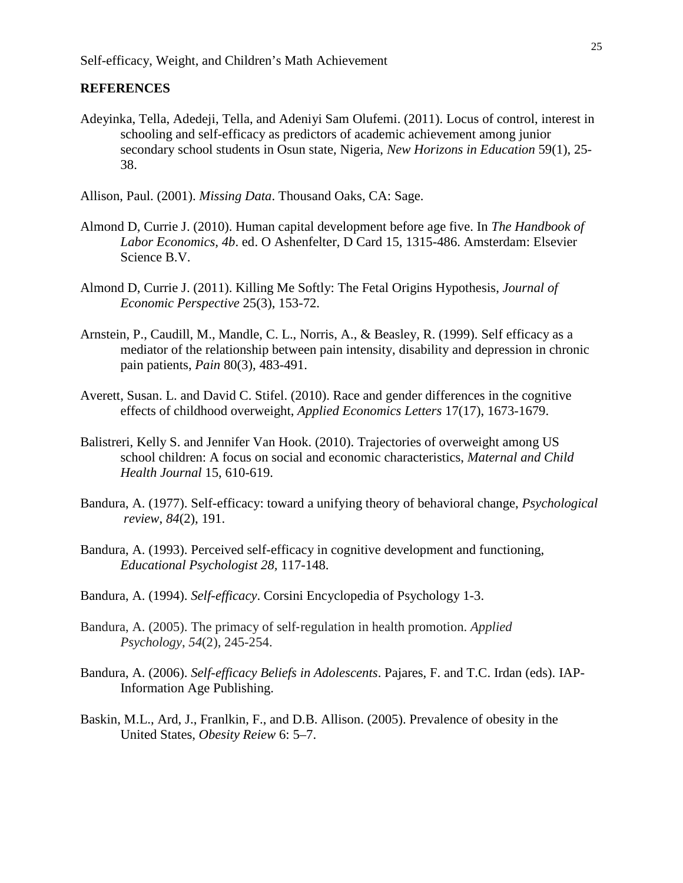## REFERENCES

Adeyinka, Tella, Adedeji, Tella, and Adeniyi Sam Olufemi. (2011). Locus of control, interest in schooling and self-efficacy as predictors of academic achievement among junior secondary school students in Osun state, Nigeria, *New Horizons in Education* 59(1), 25-38.

Allison, Paul. (2001). *Missing Data*. Thousand Oaks, CA: Sage.

Almond D, Currie J. (2010). Human capital development before age five. In *The Handbook of Labor Economics, 4b*. ed. O Ashenfelter, D Card 15, 1315-486. Amsterdam: Elsevier Science B.V.

Almond D, Currie J. (2011). Killing Me Softly: The Fetal Origins Hypothesis, *Journal of Economic Perspective* 25(3), 153-72.

Arnstein, P., Caudill, M., Mandle, C. L., Norris, A., & Beasley, R. (1999). Self efficacy as a mediator of the relationship between pain intensity, disability and depression in chronic pain patients, *Pain* 80(3), 483-491.

Averett, Susan. L. and David C. Stifel. (2010). Race and gender differences in the cognitive effects of childhood overweight, *Applied Economics Letters* 17(17), 1673-1679.

Balistreri, Kelly S. and Jennifer Van Hook. (2010). Trajectories of overweight among US school children: A focus on social and economic characteristics, *Maternal and Child Health Journal* 15, 610-619.

Bandura, A. (1977). Self-efficacy: toward a unifying theory of behavioral change, *Psychological review*, *84*(2), 191.

Bandura, A. (1993). Perceived self-efficacy in cognitive development and functioning, *Educational Psychologist 28,* 117-148.

Bandura, A. (1994). *Self-efficacy*. Corsini Encyclopedia of Psychology 1-3.

Bandura, A. (2005). The primacy of self-regulation in health promotion. *Applied Psychology*, *54*(2), 245-254.

Bandura, A. (2006). *Self-efficacy Beliefs in Adolescents*. Pajares, F. and T.C. Irdan (eds). IAP-Information Age Publishing.

Baskin, M.L., Ard, J., Franlkin, F., and D.B. Allison. (2005). Prevalence of obesity in the United States, *Obesity Reiew* 6: 5–7.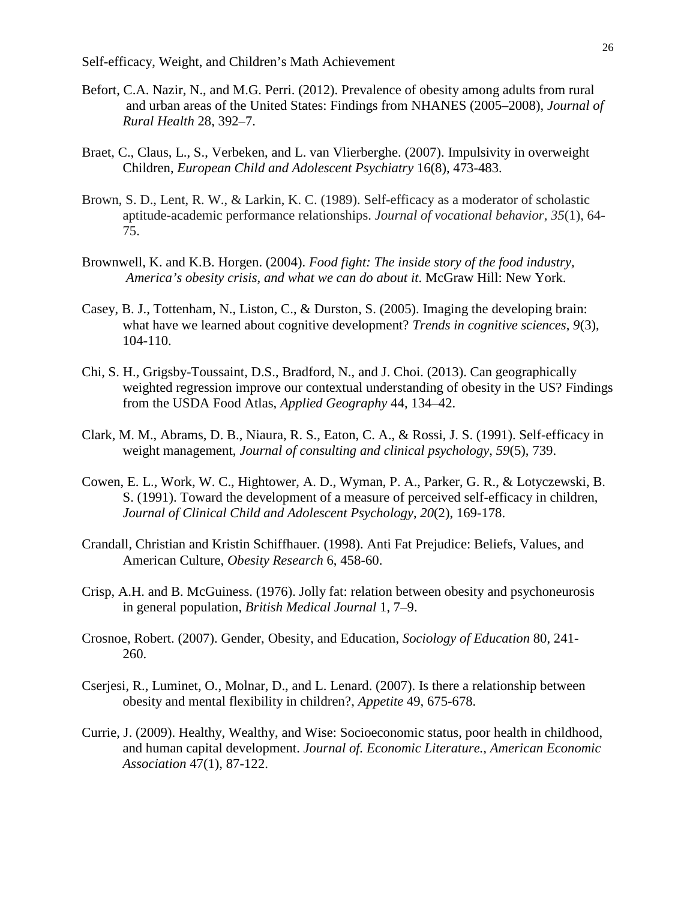Befort, C.A. Nazir, N., and M.G. Perri. (2012). Prevalence of obesity among adults from rural and urban areas of the United States: Findings from NHANES (2005–2008), *Journal of Rural Health* 28, 392–7.

Braet, C., Claus, L., S., Verbeken, and L. van Vlierberghe. (2007). Impulsivity in overweight Children, *European Child and Adolescent Psychiatry* 16(8), 473-483.

Brown, S. D., Lent, R. W., & Larkin, K. C. (1989). Self-efficacy as a moderator of scholastic aptitude-academic performance relationships. *Journal of vocational behavior*, *35*(1), 64-75.

Brownwell, K. and K.B. Horgen. (2004). *Food fight: The inside story of the food industry, America's obesity crisis, and what we can do about it*. McGraw Hill: New York.

Casey, B. J., Tottenham, N., Liston, C., & Durston, S. (2005). Imaging the developing brain: what have we learned about cognitive development? *Trends in cognitive sciences*, *9*(3), 104-110.

Chi, S. H., Grigsby-Toussaint, D.S., Bradford, N., and J. Choi. (2013). Can geographically weighted regression improve our contextual understanding of obesity in the US? Findings from the USDA Food Atlas, *Applied Geography* 44, 134–42.

Clark, M. M., Abrams, D. B., Niaura, R. S., Eaton, C. A., & Rossi, J. S. (1991). Self-efficacy in weight management, *Journal of consulting and clinical psychology*, *59*(5), 739.

Cowen, E. L., Work, W. C., Hightower, A. D., Wyman, P. A., Parker, G. R., & Lotyczewski, B. S. (1991). Toward the development of a measure of perceived self-efficacy in children, *Journal of Clinical Child and Adolescent Psychology*, *20*(2), 169-178.

Crandall, Christian and Kristin Schiffhauer. (1998). Anti Fat Prejudice: Beliefs, Values, and American Culture, *Obesity Research* 6, 458-60.

Crisp, A.H. and B. McGuiness. (1976). Jolly fat: relation between obesity and psychoneurosis in general population, *British Medical Journal* 1, 7–9.

Crosnoe, Robert. (2007). Gender, Obesity, and Education, *Sociology of Education* 80, 241-260.

Cserjesi, R., Luminet, O., Molnar, D., and L. Lenard. (2007). Is there a relationship between obesity and mental flexibility in children?, *Appetite* 49, 675-678.

Currie, J. (2009). Healthy, Wealthy, and Wise: Socioeconomic status, poor health in childhood, and human capital development. *Journal of. Economic Literature., American Economic Association* 47(1), 87-122.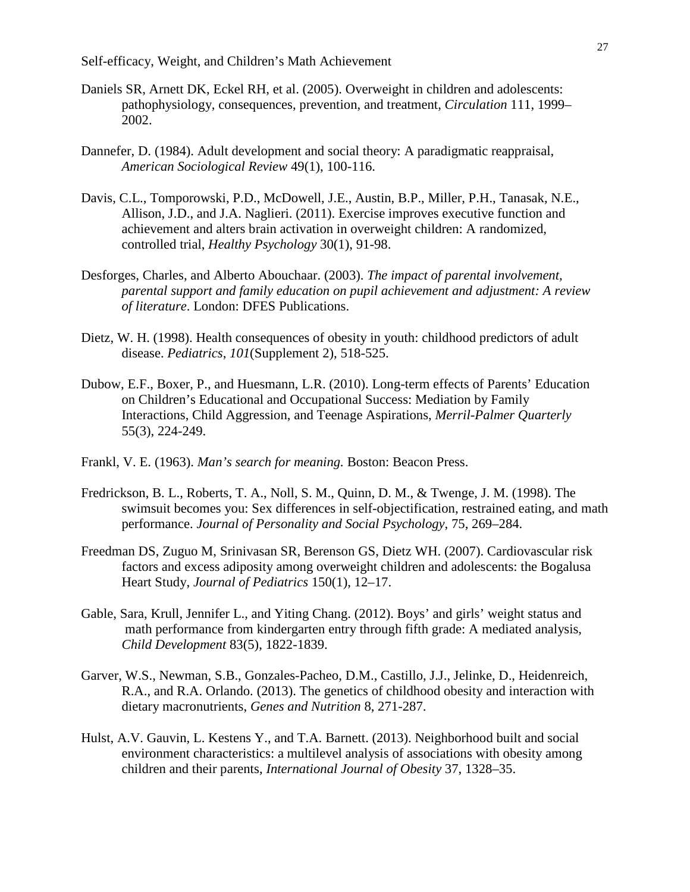Daniels SR, Arnett DK, Eckel RH, et al. (2005). Overweight in children and adolescents: pathophysiology, consequences, prevention, and treatment, *Circulation* 111, 1999–2002.

Dannefer, D. (1984). Adult development and social theory: A paradigmatic reappraisal, *American Sociological Review* 49(1), 100-116.

Davis, C.L., Tomporowski, P.D., McDowell, J.E., Austin, B.P., Miller, P.H., Tanasak, N.E., Allison, J.D., and J.A. Naglieri. (2011). Exercise improves executive function and achievement and alters brain activation in overweight children: A randomized, controlled trial, *Healthy Psychology* 30(1), 91-98.

Desforges, Charles, and Alberto Abouchaar. (2003). *The impact of parental involvement, parental support and family education on pupil achievement and adjustment: A review of literature*. London: DFES Publications.

Dietz, W. H. (1998). Health consequences of obesity in youth: childhood predictors of adult disease. *Pediatrics*, *101*(Supplement 2), 518-525.

Dubow, E.F., Boxer, P., and Huesmann, L.R. (2010). Long-term effects of Parents' Education on Children's Educational and Occupational Success: Mediation by Family Interactions, Child Aggression, and Teenage Aspirations, *Merril-Palmer Quarterly* 55(3), 224-249.

Frankl, V. E. (1963). *Man's search for meaning.* Boston: Beacon Press.

Fredrickson, B. L., Roberts, T. A., Noll, S. M., Quinn, D. M., & Twenge, J. M. (1998). The swimsuit becomes you: Sex differences in self-objectification, restrained eating, and math performance. *Journal of Personality and Social Psychology*, 75, 269–284.

Freedman DS, Zuguo M, Srinivasan SR, Berenson GS, Dietz WH. (2007). Cardiovascular risk factors and excess adiposity among overweight children and adolescents: the Bogalusa Heart Study, *Journal of Pediatrics* 150(1), 12–17.

Gable, Sara, Krull, Jennifer L., and Yiting Chang. (2012). Boys' and girls' weight status and math performance from kindergarten entry through fifth grade: A mediated analysis, *Child Development* 83(5), 1822-1839.

Garver, W.S., Newman, S.B., Gonzales-Pacheo, D.M., Castillo, J.J., Jelinke, D., Heidenreich, R.A., and R.A. Orlando. (2013). The genetics of childhood obesity and interaction with dietary macronutrients, *Genes and Nutrition* 8, 271-287.

Hulst, A.V. Gauvin, L. Kestens Y., and T.A. Barnett. (2013). Neighborhood built and social environment characteristics: a multilevel analysis of associations with obesity among children and their parents, *International Journal of Obesity* 37, 1328–35.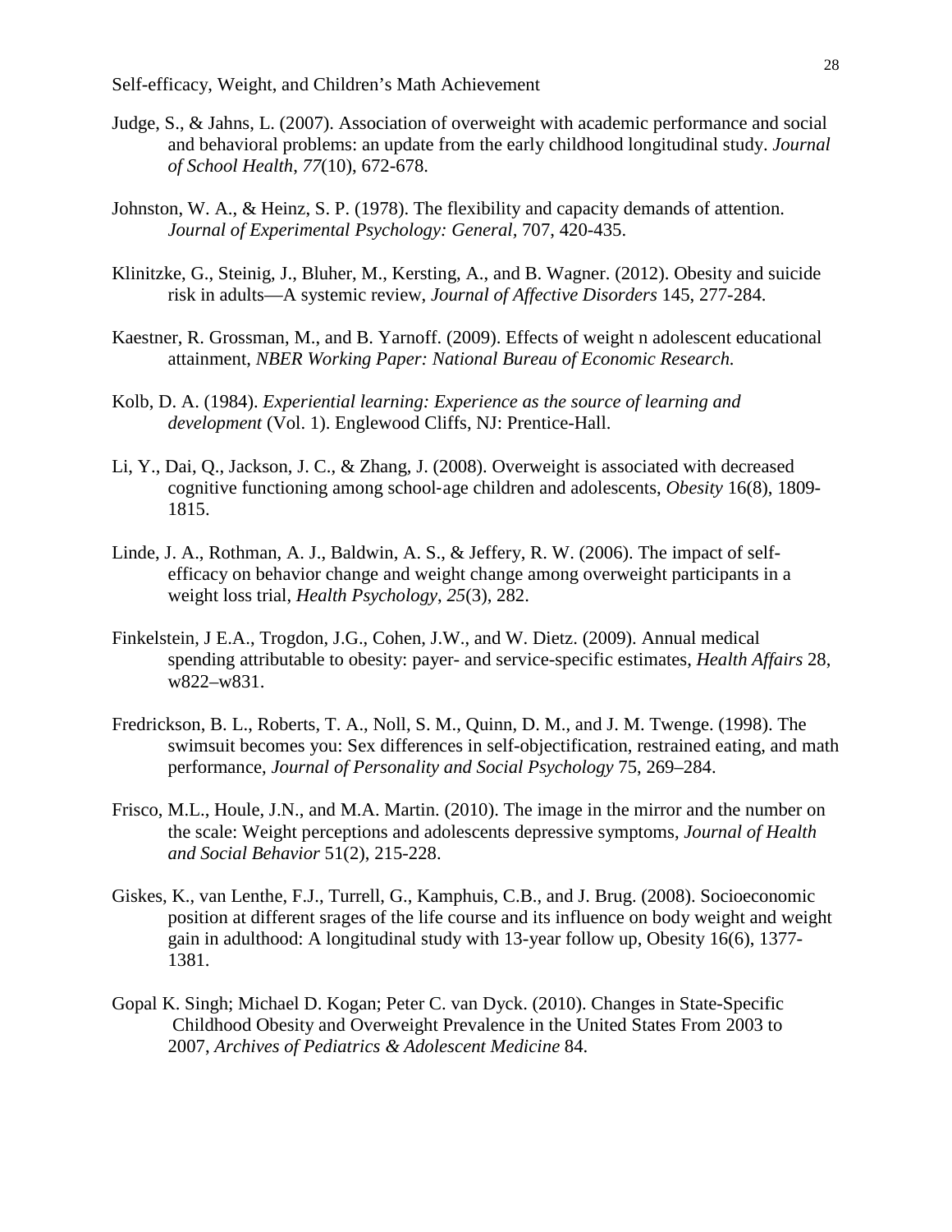Judge, S., & Jahns, L. (2007). Association of overweight with academic performance and social and behavioral problems: an update from the early childhood longitudinal study. *Journal of School Health*, *77*(10), 672-678.

Johnston, W. A., & Heinz, S. P. (1978). The flexibility and capacity demands of attention. *Journal of Experimental Psychology: General*, 707, 420-435.

Klinitzke, G., Steinig, J., Bluher, M., Kersting, A., and B. Wagner. (2012). Obesity and suicide risk in adults—A systemic review, *Journal of Affective Disorders* 145, 277-284.

Kaestner, R. Grossman, M., and B. Yarnoff. (2009). Effects of weight n adolescent educational attainment, *NBER Working Paper: National Bureau of Economic Research.*

Kolb, D. A. (1984). *Experiential learning: Experience as the source of learning and development* (Vol. 1). Englewood Cliffs, NJ: Prentice-Hall.

Li, Y., Dai, Q., Jackson, J. C., & Zhang, J. (2008). Overweight is associated with decreased cognitive functioning among school-age children and adolescents, *Obesity* 16(8), 1809-1815.

Linde, J. A., Rothman, A. J., Baldwin, A. S., & Jeffery, R. W. (2006). The impact of self-efficacy on behavior change and weight change among overweight participants in a weight loss trial, *Health Psychology*, *25*(3), 282.

Finkelstein, J E.A., Trogdon, J.G., Cohen, J.W., and W. Dietz. (2009). Annual medical spending attributable to obesity: payer- and service-specific estimates, *Health Affairs* 28, w822–w831.

Fredrickson, B. L., Roberts, T. A., Noll, S. M., Quinn, D. M., and J. M. Twenge. (1998). The swimsuit becomes you: Sex differences in self-objectification, restrained eating, and math performance, *Journal of Personality and Social Psychology* 75, 269–284.

Frisco, M.L., Houle, J.N., and M.A. Martin. (2010). The image in the mirror and the number on the scale: Weight perceptions and adolescents depressive symptoms, *Journal of Health and Social Behavior* 51(2), 215-228.

Giskes, K., van Lenthe, F.J., Turrell, G., Kamphuis, C.B., and J. Brug. (2008). Socioeconomic position at different srages of the life course and its influence on body weight and weight gain in adulthood: A longitudinal study with 13-year follow up, Obesity 16(6), 1377-1381.

Gopal K. Singh; Michael D. Kogan; Peter C. van Dyck. (2010). Changes in State-Specific Childhood Obesity and Overweight Prevalence in the United States From 2003 to 2007, *Archives of Pediatrics & Adolescent Medicine* 84.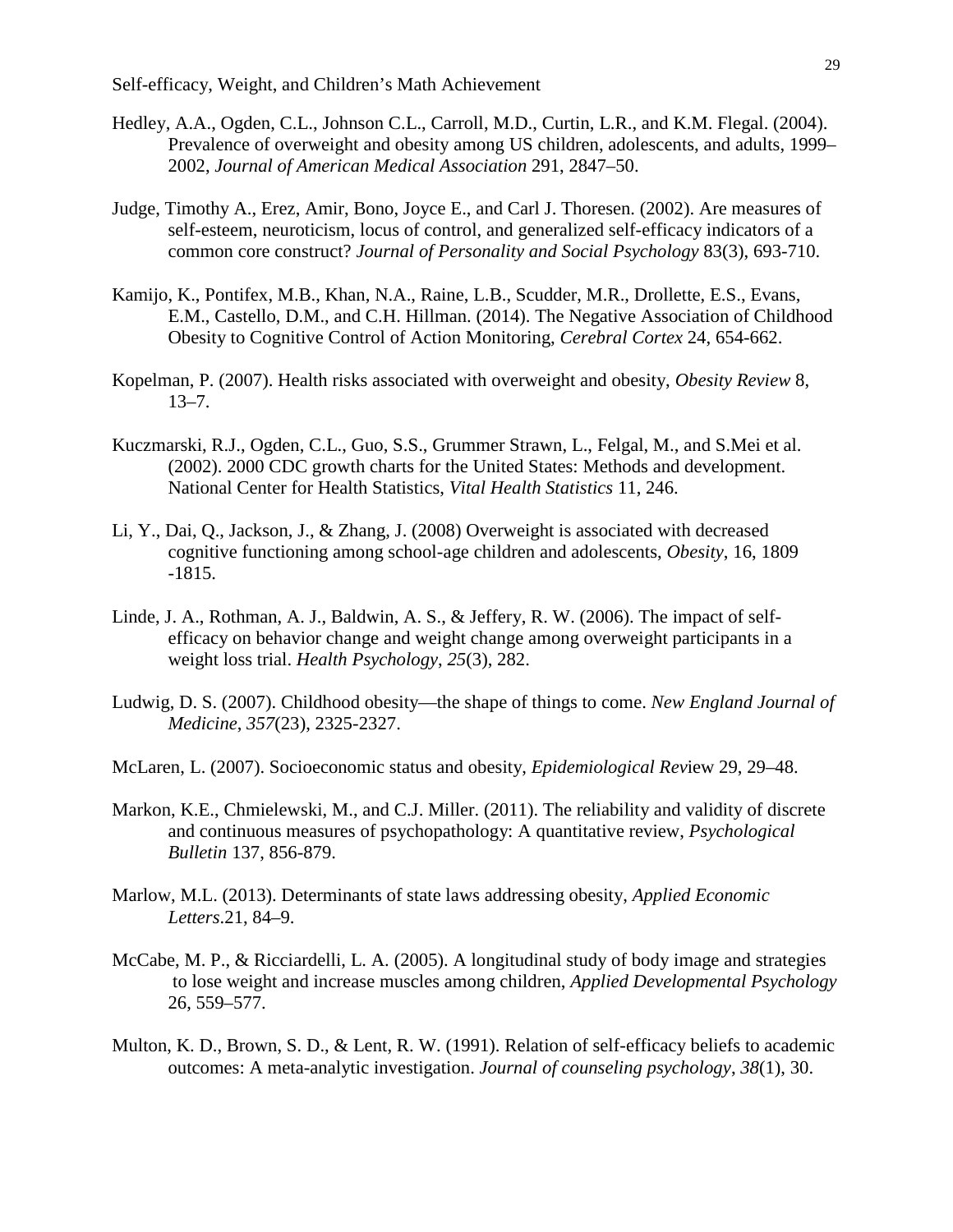Hedley, A.A., Ogden, C.L., Johnson C.L., Carroll, M.D., Curtin, L.R., and K.M. Flegal. (2004). Prevalence of overweight and obesity among US children, adolescents, and adults, 1999–2002, *Journal of American Medical Association* 291, 2847–50.

Judge, Timothy A., Erez, Amir, Bono, Joyce E., and Carl J. Thoresen. (2002). Are measures of self-esteem, neuroticism, locus of control, and generalized self-efficacy indicators of a common core construct? *Journal of Personality and Social Psychology* 83(3), 693-710.

Kamijo, K., Pontifex, M.B., Khan, N.A., Raine, L.B., Scudder, M.R., Drollette, E.S., Evans, E.M., Castello, D.M., and C.H. Hillman. (2014). The Negative Association of Childhood Obesity to Cognitive Control of Action Monitoring, *Cerebral Cortex* 24, 654-662.

Kopelman, P. (2007). Health risks associated with overweight and obesity, *Obesity Review* 8, 13–7.

Kuczmarski, R.J., Ogden, C.L., Guo, S.S., Grummer Strawn, L., Felgal, M., and S.Mei et al. (2002). 2000 CDC growth charts for the United States: Methods and development. National Center for Health Statistics, *Vital Health Statistics* 11, 246.

Li, Y., Dai, Q., Jackson, J., & Zhang, J. (2008) Overweight is associated with decreased cognitive functioning among school-age children and adolescents, *Obesity*, 16, 1809 -1815.

Linde, J. A., Rothman, A. J., Baldwin, A. S., & Jeffery, R. W. (2006). The impact of self-efficacy on behavior change and weight change among overweight participants in a weight loss trial. *Health Psychology*, *25*(3), 282.

Ludwig, D. S. (2007). Childhood obesity—the shape of things to come. *New England Journal of Medicine*, *357*(23), 2325-2327.

McLaren, L. (2007). Socioeconomic status and obesity, *Epidemiological Rev*iew 29, 29–48.

Markon, K.E., Chmielewski, M., and C.J. Miller. (2011). The reliability and validity of discrete and continuous measures of psychopathology: A quantitative review, *Psychological Bulletin* 137, 856-879.

Marlow, M.L. (2013). Determinants of state laws addressing obesity, *Applied Economic Letters*.21, 84–9.

McCabe, M. P., & Ricciardelli, L. A. (2005). A longitudinal study of body image and strategies to lose weight and increase muscles among children, *Applied Developmental Psychology* 26, 559–577.

Multon, K. D., Brown, S. D., & Lent, R. W. (1991). Relation of self-efficacy beliefs to academic outcomes: A meta-analytic investigation. *Journal of counseling psychology*, *38*(1), 30.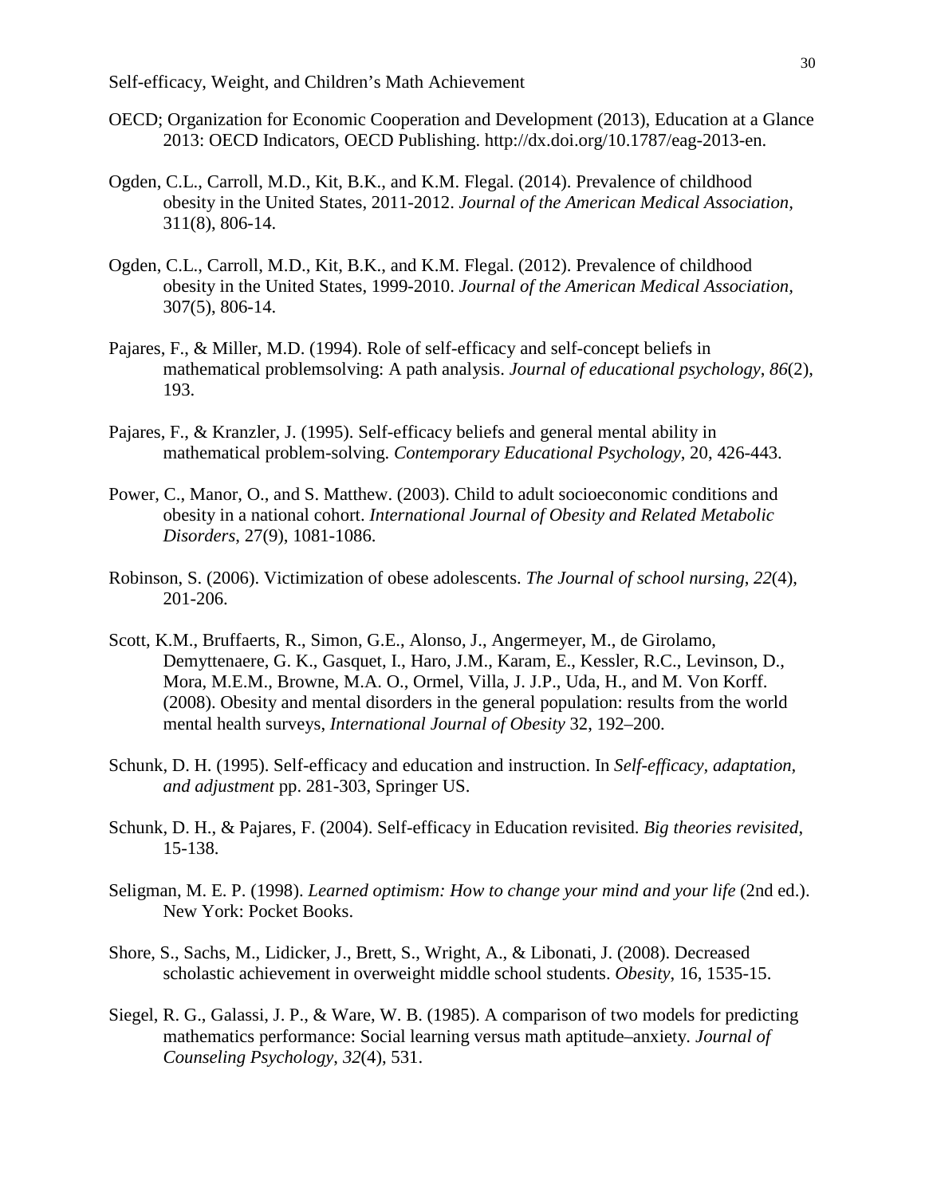OECD; Organization for Economic Cooperation and Development (2013), Education at a Glance 2013: OECD Indicators, OECD Publishing. http://dx.doi.org/10.1787/eag-2013-en.

Ogden, C.L., Carroll, M.D., Kit, B.K., and K.M. Flegal. (2014). Prevalence of childhood obesity in the United States, 2011-2012. *Journal of the American Medical Association,* 311(8), 806-14.

Ogden, C.L., Carroll, M.D., Kit, B.K., and K.M. Flegal. (2012). Prevalence of childhood obesity in the United States, 1999-2010. *Journal of the American Medical Association,* 307(5), 806-14.

Pajares, F., & Miller, M.D. (1994). Role of self-efficacy and self-concept beliefs in mathematical problemsolving: A path analysis. *Journal of educational psychology*, *86*(2), 193.

Pajares, F., & Kranzler, J. (1995). Self-efficacy beliefs and general mental ability in mathematical problem-solving. *Contemporary Educational Psychology*, 20, 426-443.

Power, C., Manor, O., and S. Matthew. (2003). Child to adult socioeconomic conditions and obesity in a national cohort. *International Journal of Obesity and Related Metabolic Disorders*, 27(9), 1081-1086.

Robinson, S. (2006). Victimization of obese adolescents. *The Journal of school nursing*, *22*(4), 201-206.

Scott, K.M., Bruffaerts, R., Simon, G.E., Alonso, J., Angermeyer, M., de Girolamo, Demyttenaere, G. K., Gasquet, I., Haro, J.M., Karam, E., Kessler, R.C., Levinson, D., Mora, M.E.M., Browne, M.A. O., Ormel, Villa, J. J.P., Uda, H., and M. Von Korff. (2008). Obesity and mental disorders in the general population: results from the world mental health surveys, *International Journal of Obesity* 32, 192–200.

Schunk, D. H. (1995). Self-efficacy and education and instruction. In *Self-efficacy, adaptation, and adjustment* pp. 281-303, Springer US.

Schunk, D. H., & Pajares, F. (2004). Self-efficacy in Education revisited. *Big theories revisited*, 15-138.

Seligman, M. E. P. (1998). *Learned optimism: How to change your mind and your life* (2nd ed.). New York: Pocket Books.

Shore, S., Sachs, M., Lidicker, J., Brett, S., Wright, A., & Libonati, J. (2008). Decreased scholastic achievement in overweight middle school students. *Obesity*, 16, 1535-15.

Siegel, R. G., Galassi, J. P., & Ware, W. B. (1985). A comparison of two models for predicting mathematics performance: Social learning versus math aptitude–anxiety. *Journal of Counseling Psychology*, *32*(4), 531.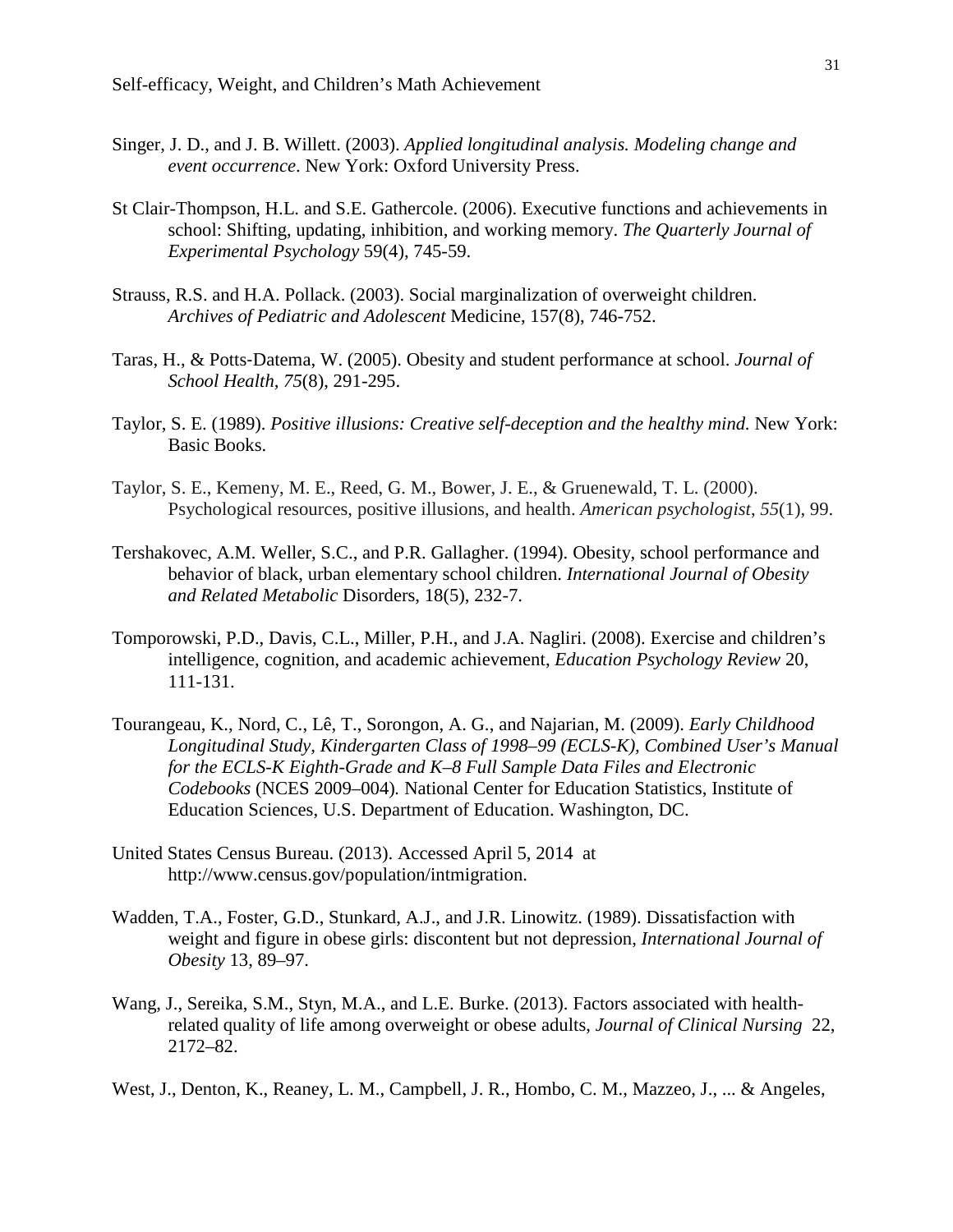Singer, J. D., and J. B. Willett. (2003). *Applied longitudinal analysis. Modeling change and event occurrence*. New York: Oxford University Press.

St Clair-Thompson, H.L. and S.E. Gathercole. (2006). Executive functions and achievements in school: Shifting, updating, inhibition, and working memory. *The Quarterly Journal of Experimental Psychology* 59(4), 745-59.

Strauss, R.S. and H.A. Pollack. (2003). Social marginalization of overweight children. *Archives of Pediatric and Adolescent* Medicine, 157(8), 746-752.

Taras, H., & Potts‐Datema, W. (2005). Obesity and student performance at school. *Journal of School Health*, *75*(8), 291-295.

Taylor, S. E. (1989). *Positive illusions: Creative self-deception and the healthy mind.* New York: Basic Books.

Taylor, S. E., Kemeny, M. E., Reed, G. M., Bower, J. E., & Gruenewald, T. L. (2000). Psychological resources, positive illusions, and health. *American psychologist*, *55*(1), 99.

Tershakovec, A.M. Weller, S.C., and P.R. Gallagher. (1994). Obesity, school performance and behavior of black, urban elementary school children. *International Journal of Obesity and Related Metabolic* Disorders, 18(5), 232-7.

Tomporowski, P.D., Davis, C.L., Miller, P.H., and J.A. Nagliri. (2008). Exercise and children's intelligence, cognition, and academic achievement, *Education Psychology Review* 20, 111-131.

Tourangeau, K., Nord, C., Lê, T., Sorongon, A. G., and Najarian, M. (2009). *Early Childhood Longitudinal Study, Kindergarten Class of 1998–99 (ECLS-K), Combined User's Manual for the ECLS-K Eighth-Grade and K–8 Full Sample Data Files and Electronic Codebooks* (NCES 2009–004). National Center for Education Statistics, Institute of Education Sciences, U.S. Department of Education. Washington, DC.

United States Census Bureau. (2013). Accessed April 5, 2014 at http://www.census.gov/population/intmigration.

Wadden, T.A., Foster, G.D., Stunkard, A.J., and J.R. Linowitz. (1989). Dissatisfaction with weight and figure in obese girls: discontent but not depression, *International Journal of Obesity* 13, 89–97.

Wang, J., Sereika, S.M., Styn, M.A., and L.E. Burke. (2013). Factors associated with health-related quality of life among overweight or obese adults, *Journal of Clinical Nursing* 22, 2172–82.

West, J., Denton, K., Reaney, L. M., Campbell, J. R., Hombo, C. M., Mazzeo, J., ... & Angeles,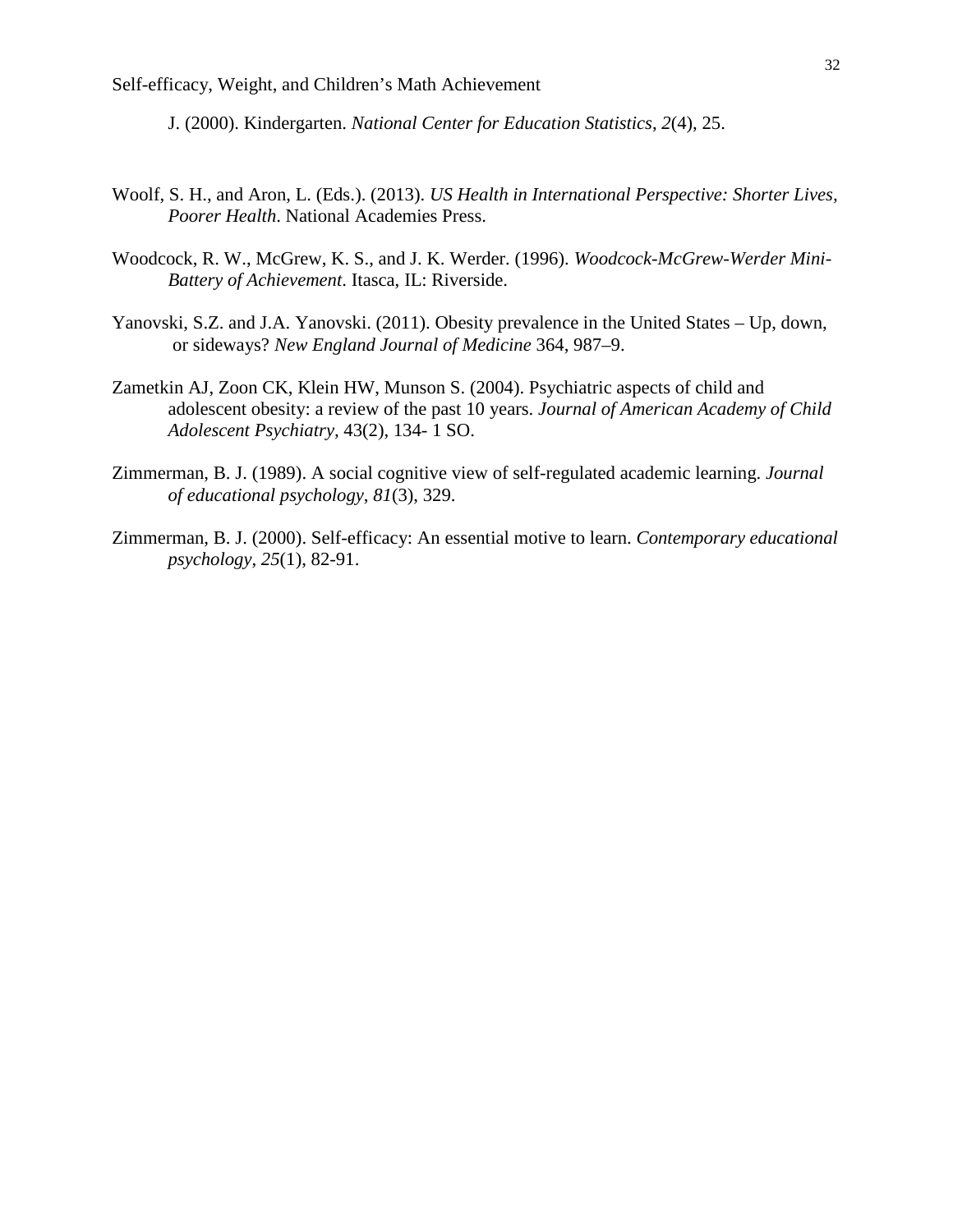J. (2000). Kindergarten. *National Center for Education Statistics*, *2*(4), 25.

Woolf, S. H., and Aron, L. (Eds.). (2013). *US Health in International Perspective: Shorter Lives, Poorer Health*. National Academies Press.

Woodcock, R. W., McGrew, K. S., and J. K. Werder. (1996). *Woodcock-McGrew-Werder Mini-Battery of Achievement*. Itasca, IL: Riverside.

Yanovski, S.Z. and J.A. Yanovski. (2011). Obesity prevalence in the United States – Up, down, or sideways? *New England Journal of Medicine* 364, 987–9.

Zametkin AJ, Zoon CK, Klein HW, Munson S. (2004). Psychiatric aspects of child and adolescent obesity: a review of the past 10 years. *Journal of American Academy of Child Adolescent Psychiatry*, 43(2), 134- 1 SO.

Zimmerman, B. J. (1989). A social cognitive view of self-regulated academic learning. *Journal of educational psychology*, *81*(3), 329.

Zimmerman, B. J. (2000). Self-efficacy: An essential motive to learn. *Contemporary educational psychology*, *25*(1), 82-91.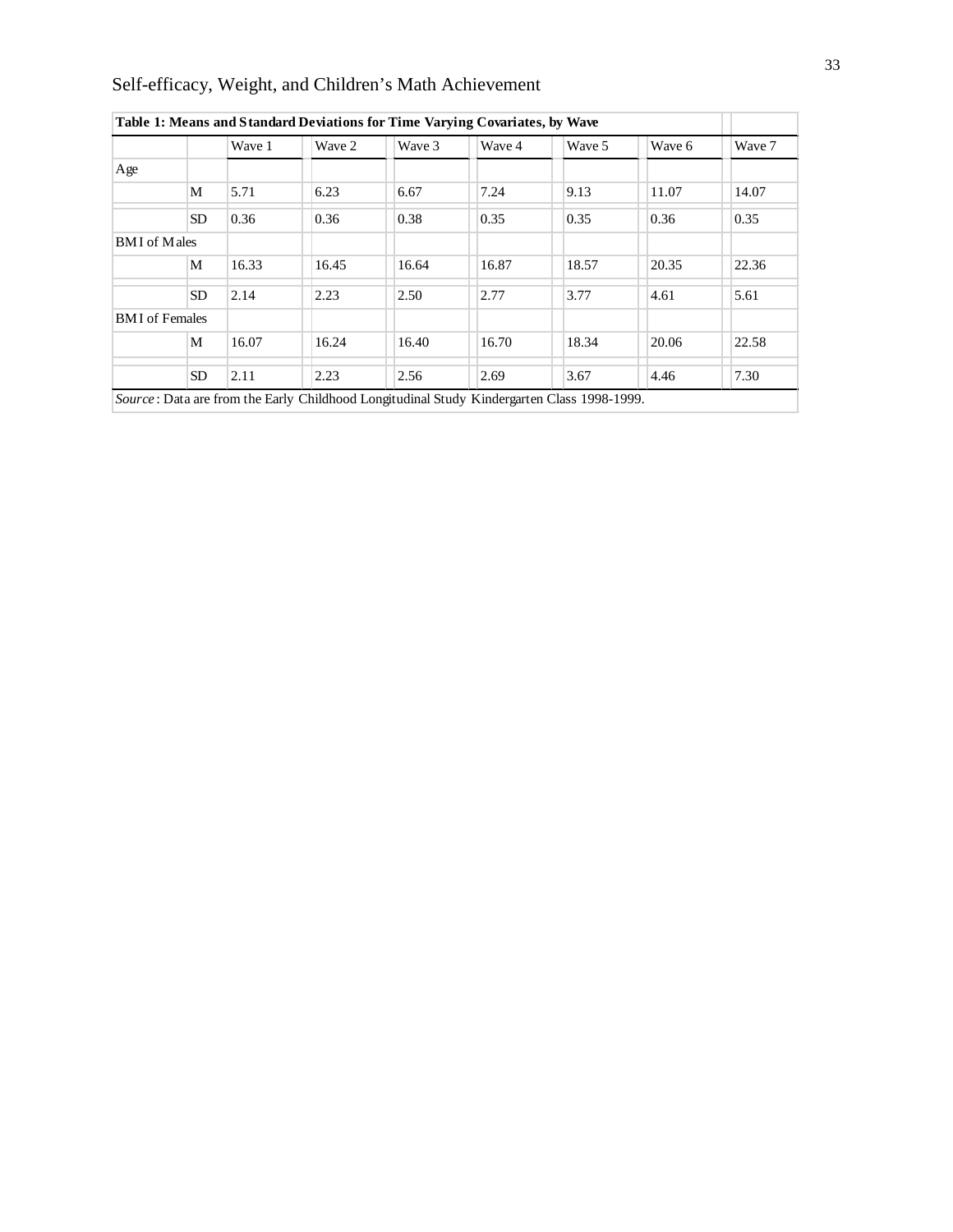**Table 1: Means and Standard Deviations for Time Varying Covariates, by Wave**

| | | Wave 1 | Wave 2 | Wave 3 | Wave 4 | Wave 5 | Wave 6 | Wave 7 |
|---|---|---|---|---|---|---|---|---|
| Age | | | | | | | | |
| | M | 5.71 | 6.23 | 6.67 | 7.24 | 9.13 | 11.07 | 14.07 |
| | SD | 0.36 | 0.36 | 0.38 | 0.35 | 0.35 | 0.36 | 0.35 |
| BMI of Males | | | | | | | | |
| | M | 16.33 | 16.45 | 16.64 | 16.87 | 18.57 | 20.35 | 22.36 |
| | SD | 2.14 | 2.23 | 2.50 | 2.77 | 3.77 | 4.61 | 5.61 |
| BMI of Females | | | | | | | | |
| | M | 16.07 | 16.24 | 16.40 | 16.70 | 18.34 | 20.06 | 22.58 |
| | SD | 2.11 | 2.23 | 2.56 | 2.69 | 3.67 | 4.46 | 7.30 |

*Source*: Data are from the Early Childhood Longitudinal Study Kindergarten Class 1998-1999.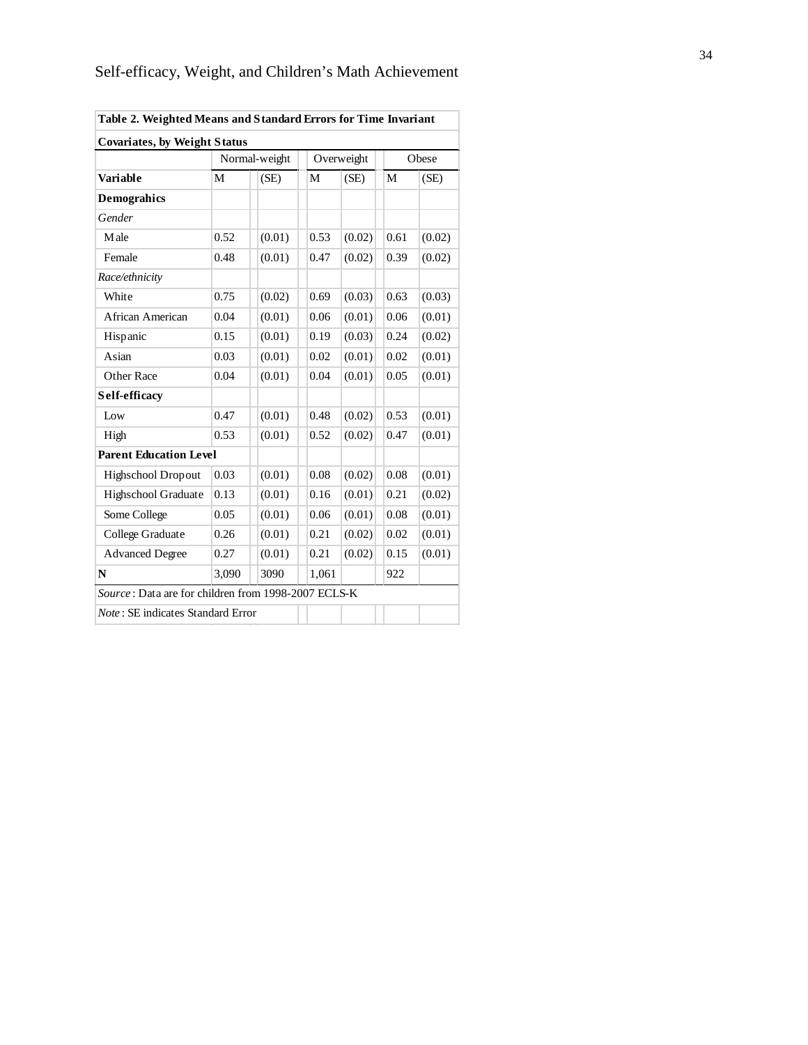**Table 2. Weighted Means and Standard Errors for Time Invariant Covariates, by Weight Status**

| | Normal-weight | | Overweight | | Obese | |
|---|---|---|---|---|---|---|
| **Variable** | M | (SE) | M | (SE) | M | (SE) |
| **Demograhics** | | | | | | |
| *Gender* | | | | | | |
| Male | 0.52 | (0.01) | 0.53 | (0.02) | 0.61 | (0.02) |
| Female | 0.48 | (0.01) | 0.47 | (0.02) | 0.39 | (0.02) |
| *Race/ethnicity* | | | | | | |
| White | 0.75 | (0.02) | 0.69 | (0.03) | 0.63 | (0.03) |
| African American | 0.04 | (0.01) | 0.06 | (0.01) | 0.06 | (0.01) |
| Hispanic | 0.15 | (0.01) | 0.19 | (0.03) | 0.24 | (0.02) |
| Asian | 0.03 | (0.01) | 0.02 | (0.01) | 0.02 | (0.01) |
| Other Race | 0.04 | (0.01) | 0.04 | (0.01) | 0.05 | (0.01) |
| **Self-efficacy** | | | | | | |
| Low | 0.47 | (0.01) | 0.48 | (0.02) | 0.53 | (0.01) |
| High | 0.53 | (0.01) | 0.52 | (0.02) | 0.47 | (0.01) |
| **Parent Education Level** | | | | | | |
| Highschool Dropout | 0.03 | (0.01) | 0.08 | (0.02) | 0.08 | (0.01) |
| Highschool Graduate | 0.13 | (0.01) | 0.16 | (0.01) | 0.21 | (0.02) |
| Some College | 0.05 | (0.01) | 0.06 | (0.01) | 0.08 | (0.01) |
| College Graduate | 0.26 | (0.01) | 0.21 | (0.02) | 0.02 | (0.01) |
| Advanced Degree | 0.27 | (0.01) | 0.21 | (0.02) | 0.15 | (0.01) |
| **N** | 3,090 | 3090 | 1,061 | | 922 | |

*Source*: Data are for children from 1998-2007 ECLS-K

*Note*: SE indicates Standard Error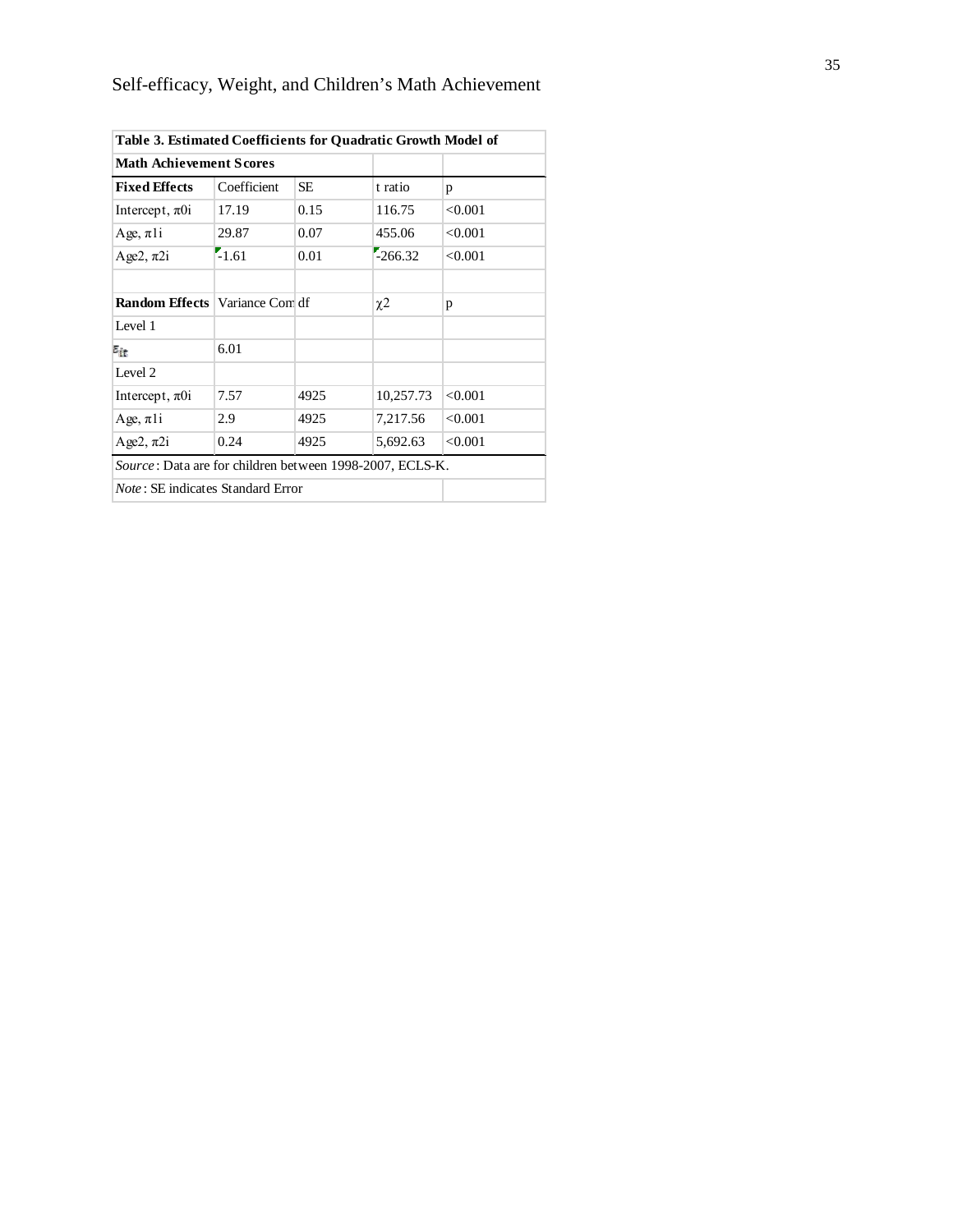**Table 3. Estimated Coefficients for Quadratic Growth Model of Math Achievement Scores**

| **Fixed Effects** | Coefficient | SE | t ratio | p |
|---|---|---|---|---|
| Intercept, $\pi_{0i}$ | 17.19 | 0.15 | 116.75 | <0.001 |
| Age, $\pi_{1i}$ | 29.87 | 0.07 | 455.06 | <0.001 |
| Age2, $\pi_{2i}$ | -1.61 | 0.01 | -266.32 | <0.001 |
| | | | | |
| **Random Effects** | Variance Com | df | $\chi^2$ | p |
| Level 1 | | | | |
| $\varepsilon_{it}$ | 6.01 | | | |
| Level 2 | | | | |
| Intercept, $\pi_{0i}$ | 7.57 | 4925 | 10,257.73 | <0.001 |
| Age, $\pi_{1i}$ | 2.9 | 4925 | 7,217.56 | <0.001 |
| Age2, $\pi_{2i}$ | 0.24 | 4925 | 5,692.63 | <0.001 |

*Source*: Data are for children between 1998-2007, ECLS-K.

*Note*: SE indicates Standard Error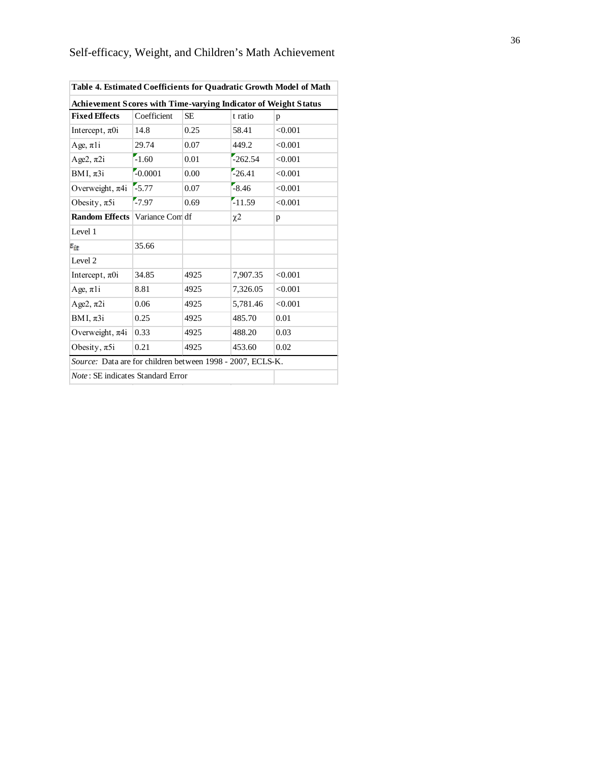| Table 4. Estimated Coefficients for Quadratic Growth Model of Math Achievement Scores with Time-varying Indicator of Weight Status | | | | |
|---|---|---|---|---|
| **Fixed Effects** | Coefficient | SE | t ratio | p |
| Intercept, $\pi 0i$ | 14.8 | 0.25 | 58.41 | <0.001 |
| Age, $\pi 1i$ | 29.74 | 0.07 | 449.2 | <0.001 |
| Age2, $\pi 2i$ | -1.60 | 0.01 | -262.54 | <0.001 |
| BMI, $\pi 3i$ | -0.0001 | 0.00 | -26.41 | <0.001 |
| Overweight, $\pi 4i$ | -5.77 | 0.07 | -8.46 | <0.001 |
| Obesity, $\pi 5i$ | -7.97 | 0.69 | -11.59 | <0.001 |
| **Random Effects** | Variance Com | df | $\chi 2$ | p |
| Level 1 | | | | |
| $\varepsilon_{it}$ | 35.66 | | | |
| Level 2 | | | | |
| Intercept, $\pi 0i$ | 34.85 | 4925 | 7,907.35 | <0.001 |
| Age, $\pi 1i$ | 8.81 | 4925 | 7,326.05 | <0.001 |
| Age2, $\pi 2i$ | 0.06 | 4925 | 5,781.46 | <0.001 |
| BMI, $\pi 3i$ | 0.25 | 4925 | 485.70 | 0.01 |
| Overweight, $\pi 4i$ | 0.33 | 4925 | 488.20 | 0.03 |
| Obesity, $\pi 5i$ | 0.21 | 4925 | 453.60 | 0.02 |

*Source:* Data are for children between 1998 - 2007, ECLS-K.

*Note*: SE indicates Standard Error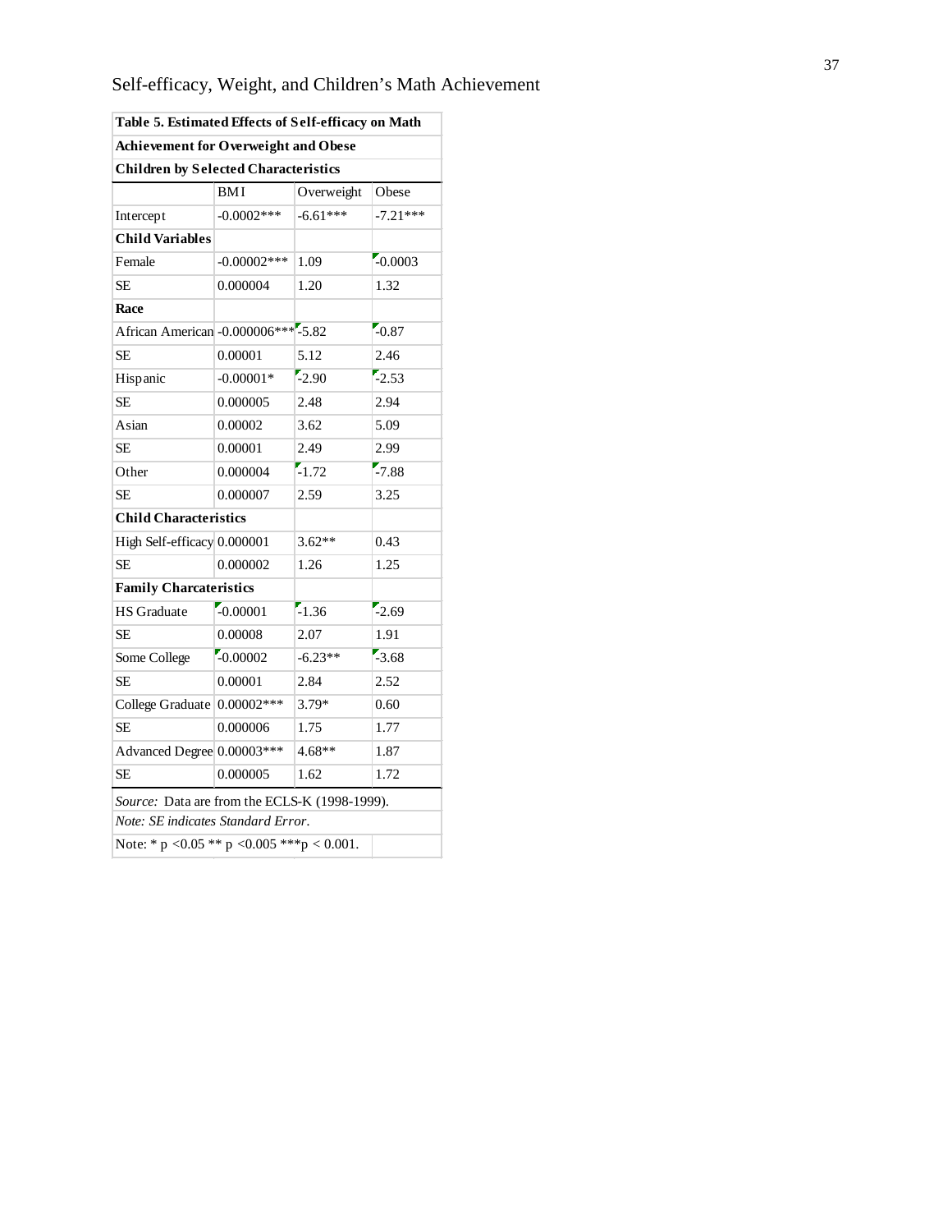**Table 5. Estimated Effects of Self-efficacy on Math Achievement for Overweight and Obese Children by Selected Characteristics**

| | BMI | Overweight | Obese |
|---|---|---|---|
| Intercept | -0.0002*** | -6.61*** | -7.21*** |
| **Child Variables** | | | |
| Female | -0.00002*** | 1.09 | -0.0003 |
| SE | 0.000004 | 1.20 | 1.32 |
| **Race** | | | |
| African American | -0.000006*** | -5.82 | -0.87 |
| SE | 0.00001 | 5.12 | 2.46 |
| Hispanic | -0.00001* | -2.90 | -2.53 |
| SE | 0.000005 | 2.48 | 2.94 |
| Asian | 0.00002 | 3.62 | 5.09 |
| SE | 0.00001 | 2.49 | 2.99 |
| Other | 0.000004 | -1.72 | -7.88 |
| SE | 0.000007 | 2.59 | 3.25 |
| **Child Characteristics** | | | |
| High Self-efficacy | 0.000001 | 3.62** | 0.43 |
| SE | 0.000002 | 1.26 | 1.25 |
| **Family Charcateristics** | | | |
| HS Graduate | -0.00001 | -1.36 | -2.69 |
| SE | 0.00008 | 2.07 | 1.91 |
| Some College | -0.00002 | -6.23** | -3.68 |
| SE | 0.00001 | 2.84 | 2.52 |
| College Graduate | 0.00002*** | 3.79* | 0.60 |
| SE | 0.000006 | 1.75 | 1.77 |
| Advanced Degree | 0.00003*** | 4.68** | 1.87 |
| SE | 0.000005 | 1.62 | 1.72 |

*Source:* Data are from the ECLS-K (1998-1999).

*Note: SE indicates Standard Error.*

Note: * $p < 0.05$ ** $p < 0.005$ *** $p < 0.001$.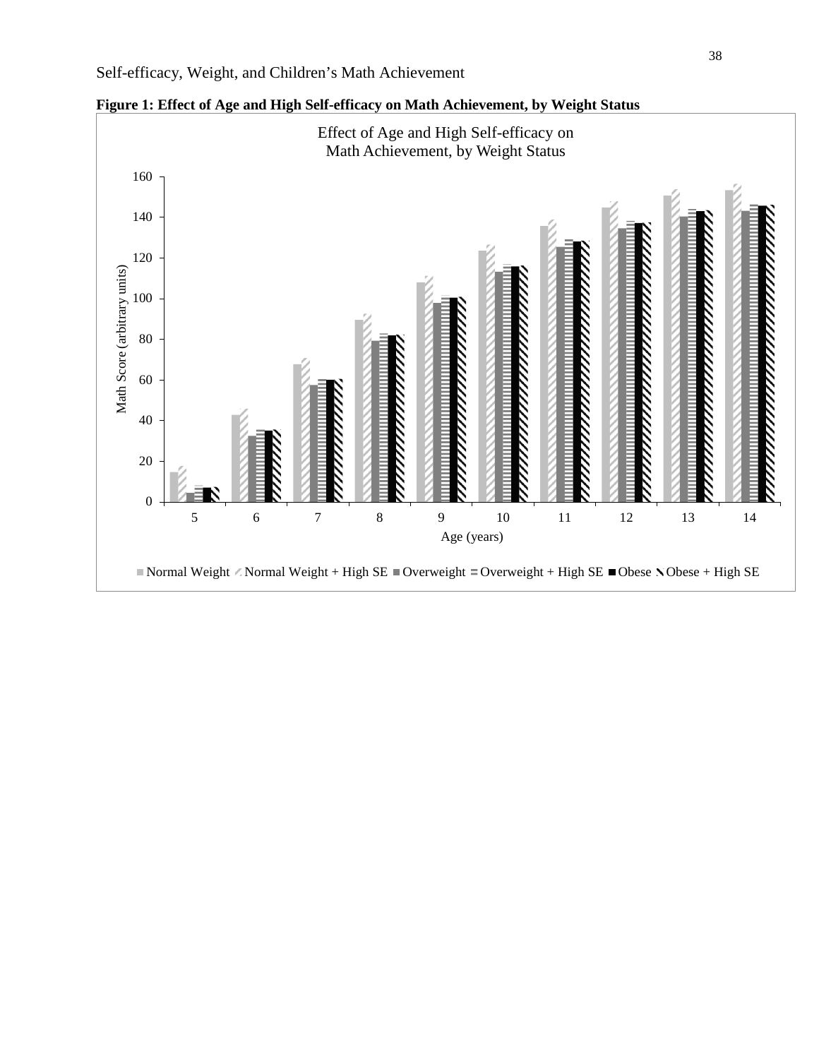**Figure 1: Effect of Age and High Self-efficacy on Math Achievement, by Weight Status**

Effect of Age and High Self-efficacy on
Math Achievement, by Weight Status

160
140
120
100
80
60
40
20
0

Math Score (arbitrary units)

5 6 7 8 9 10 11 12 13 14

Age (years)

Normal Weight, Normal Weight + High SE, Overweight, Overweight + High SE, Obese, Obese + High SE